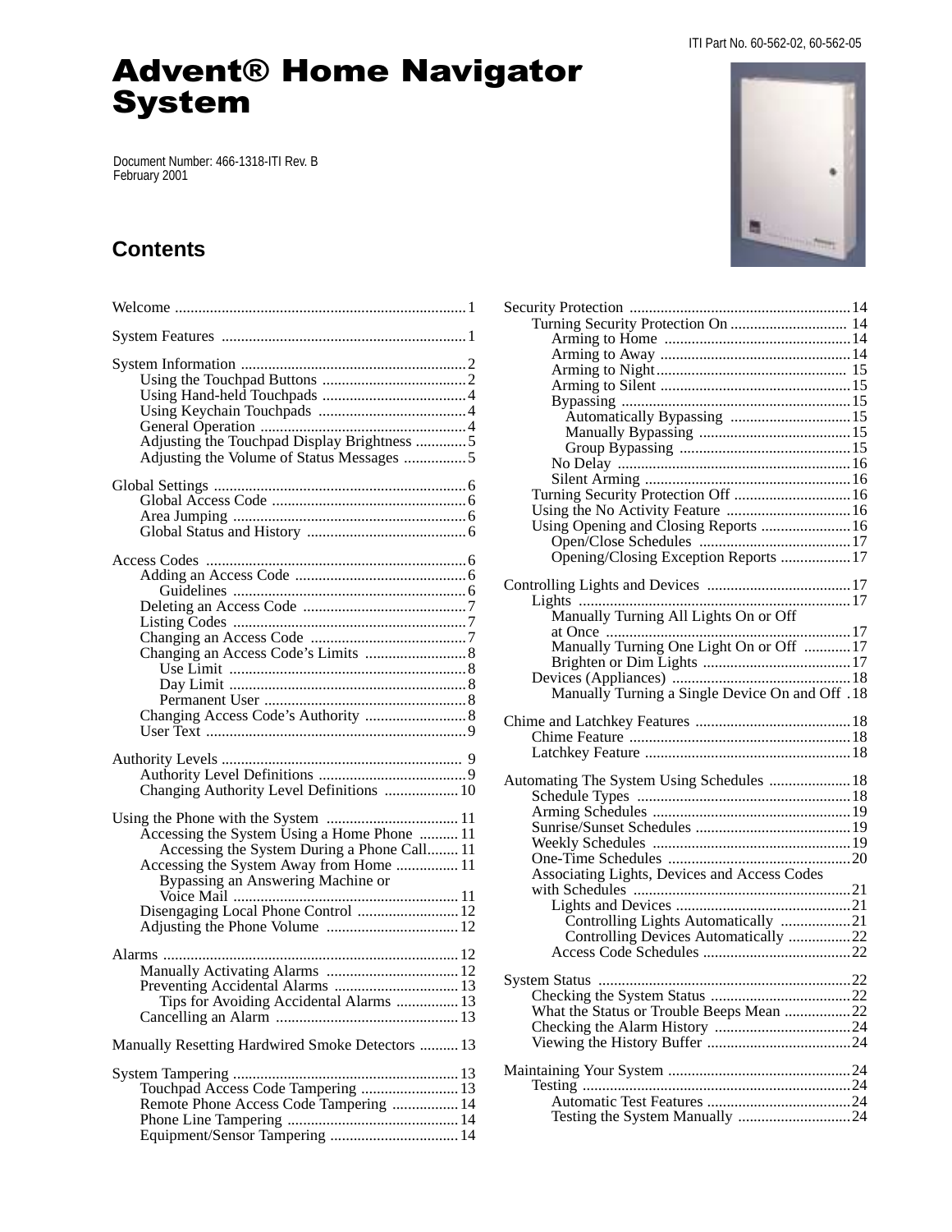ITI Part No. 60-562-02, 60-562-05

# Advent® Home Navigator System

Document Number: 466-1318-ITI Rev. B
February 2001

## Contents

Welcome .......... 1

System Features .......... 1

System Information .......... 2
- Using the Touchpad Buttons .......... 2
- Using Hand-held Touchpads .......... 4
- Using Keychain Touchpads .......... 4
- General Operation .......... 4
- Adjusting the Touchpad Display Brightness .......... 5
- Adjusting the Volume of Status Messages .......... 5

Global Settings .......... 6
- Global Access Code .......... 6
- Area Jumping .......... 6
- Global Status and History .......... 6

Access Codes .......... 6
- Adding an Access Code .......... 6
  - Guidelines .......... 6
- Deleting an Access Code .......... 7
- Listing Codes .......... 7
- Changing an Access Code .......... 7
- Changing an Access Code's Limits .......... 8
  - Use Limit .......... 8
  - Day Limit .......... 8
  - Permanent User .......... 8
- Changing Access Code's Authority .......... 8
- User Text .......... 9

Authority Levels .......... 9
- Authority Level Definitions .......... 9
- Changing Authority Level Definitions .......... 10

Using the Phone with the System .......... 11
- Accessing the System Using a Home Phone .......... 11
  - Accessing the System During a Phone Call.......... 11
- Accessing the System Away from Home .......... 11
  - Bypassing an Answering Machine or Voice Mail .......... 11
- Disengaging Local Phone Control .......... 12
- Adjusting the Phone Volume .......... 12

Alarms .......... 12
- Manually Activating Alarms .......... 12
- Preventing Accidental Alarms .......... 13
  - Tips for Avoiding Accidental Alarms .......... 13
- Cancelling an Alarm .......... 13

Manually Resetting Hardwired Smoke Detectors .......... 13

System Tampering .......... 13
- Touchpad Access Code Tampering .......... 13
- Remote Phone Access Code Tampering .......... 14
- Phone Line Tampering .......... 14
- Equipment/Sensor Tampering .......... 14

Security Protection .......... 14
- Turning Security Protection On .......... 14
  - Arming to Home .......... 14
  - Arming to Away .......... 14
  - Arming to Night .......... 15
  - Arming to Silent .......... 15
  - Bypassing .......... 15
    - Automatically Bypassing .......... 15
    - Manually Bypassing .......... 15
    - Group Bypassing .......... 15
  - No Delay .......... 16
  - Silent Arming .......... 16
- Turning Security Protection Off .......... 16
- Using the No Activity Feature .......... 16
- Using Opening and Closing Reports .......... 16
  - Open/Close Schedules .......... 17
  - Opening/Closing Exception Reports .......... 17

Controlling Lights and Devices .......... 17
- Lights .......... 17
  - Manually Turning All Lights On or Off at Once .......... 17
  - Manually Turning One Light On or Off .......... 17
  - Brighten or Dim Lights .......... 17
- Devices (Appliances) .......... 18
  - Manually Turning a Single Device On and Off .......... 18

Chime and Latchkey Features .......... 18
- Chime Feature .......... 18
- Latchkey Feature .......... 18

Automating The System Using Schedules .......... 18
- Schedule Types .......... 18
- Arming Schedules .......... 19
- Sunrise/Sunset Schedules .......... 19
- Weekly Schedules .......... 19
- One-Time Schedules .......... 20
- Associating Lights, Devices and Access Codes with Schedules .......... 21
  - Lights and Devices .......... 21
    - Controlling Lights Automatically .......... 21
    - Controlling Devices Automatically .......... 22
  - Access Code Schedules .......... 22

System Status .......... 22
- Checking the System Status .......... 22
- What the Status or Trouble Beeps Mean .......... 22
- Checking the Alarm History .......... 24
- Viewing the History Buffer .......... 24

Maintaining Your System .......... 24
- Testing .......... 24
  - Automatic Test Features .......... 24
  - Testing the System Manually .......... 24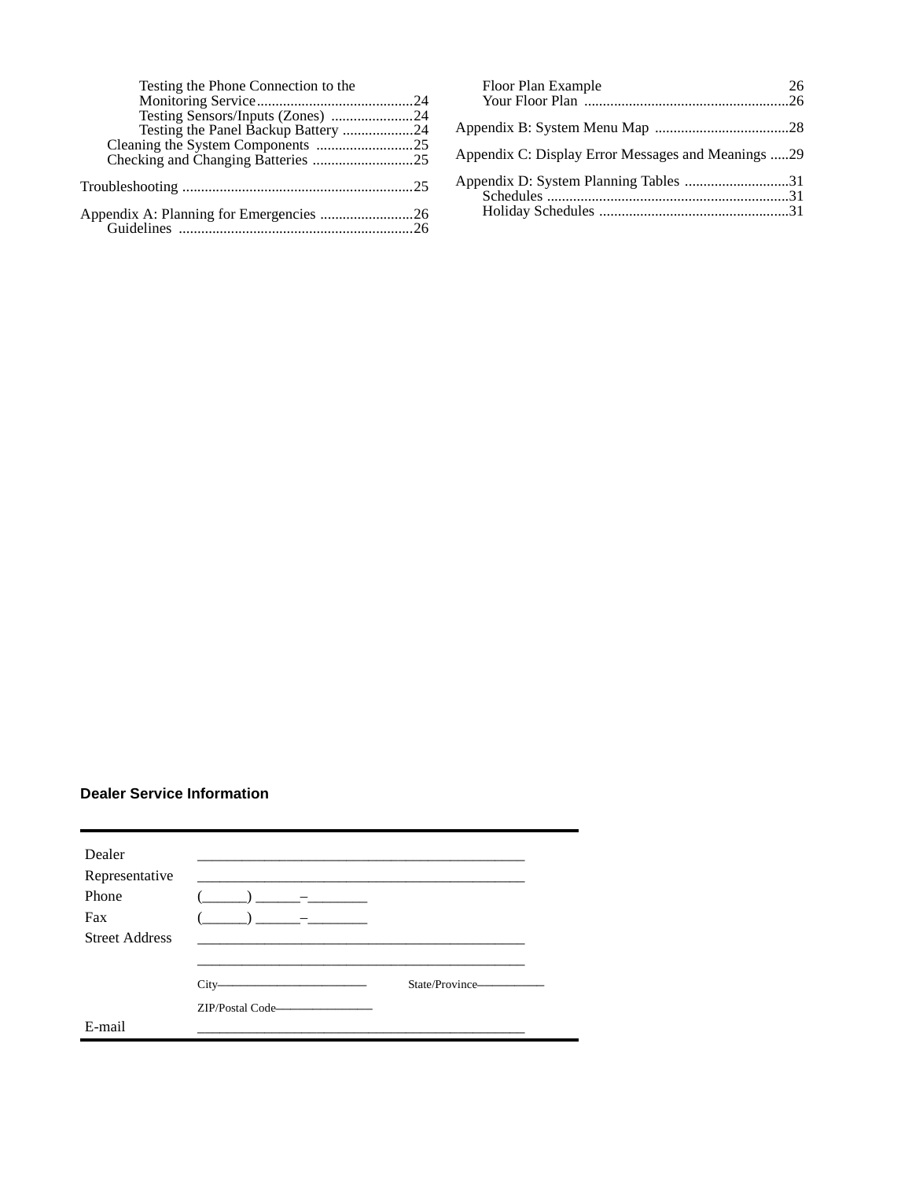Testing the Phone Connection to the Monitoring Service ..........................................24
Testing Sensors/Inputs (Zones) ......................24
Testing the Panel Backup Battery ...................24
Cleaning the System Components ..........................25
Checking and Changing Batteries ...........................25

Troubleshooting .............................................................25

Appendix A: Planning for Emergencies .........................26
Guidelines ..............................................................26
Floor Plan Example 26
Your Floor Plan .......................................................26

Appendix B: System Menu Map ....................................28

Appendix C: Display Error Messages and Meanings .....29

Appendix D: System Planning Tables ............................31
Schedules ................................................................31
Holiday Schedules ...................................................31

**Dealer Service Information**

| | |
|---|---|
| Dealer | ____________________________________________ |
| Representative | ____________________________________________ |
| Phone | (______) ______–________ |
| Fax | (______) ______–________ |
| Street Address | ____________________________________________ |
| | ____________________________________________ |
| | City________________________ State/Province___________ |
| | ZIP/Postal Code________________ |
| E-mail | ____________________________________________ |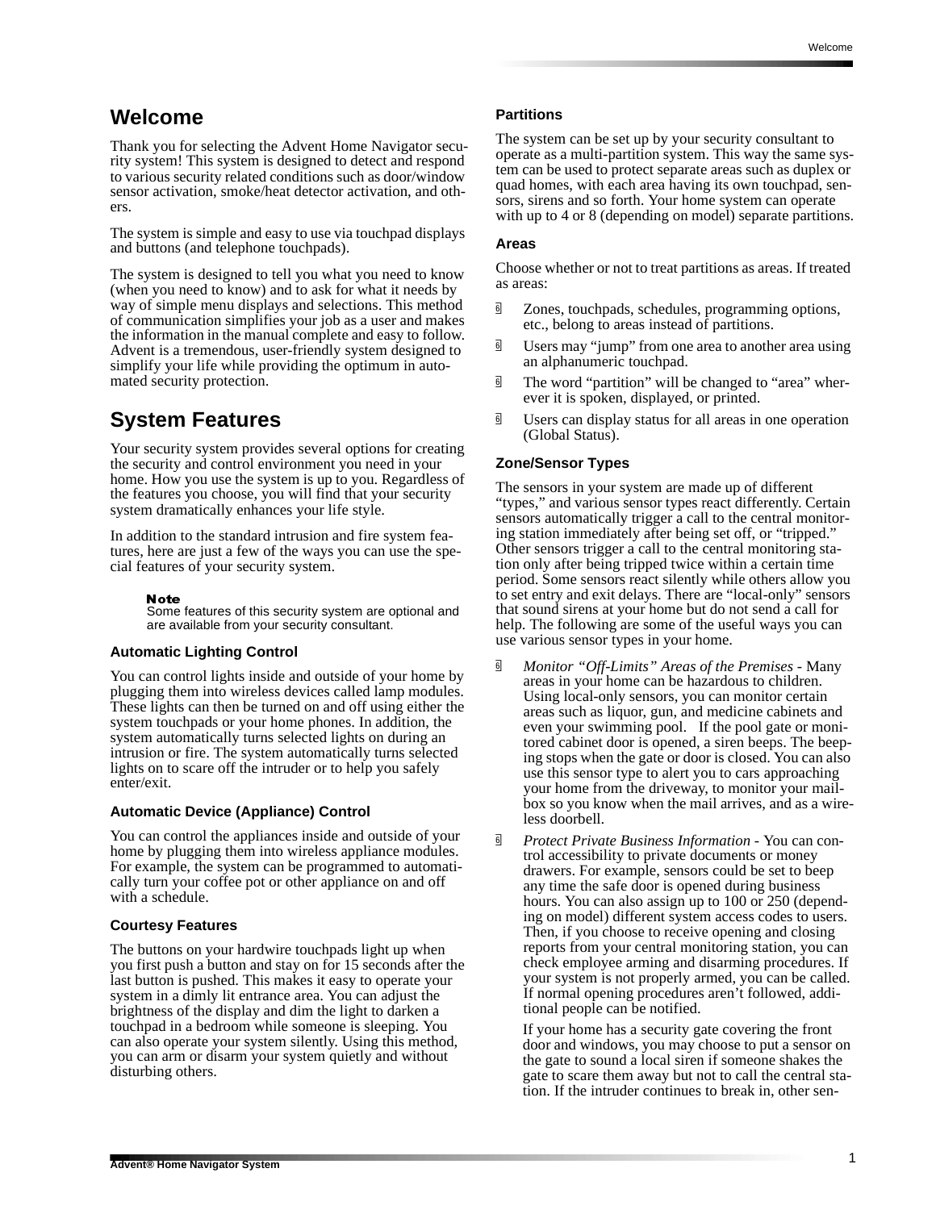# Welcome

Thank you for selecting the Advent Home Navigator security system! This system is designed to detect and respond to various security related conditions such as door/window sensor activation, smoke/heat detector activation, and others.

The system is simple and easy to use via touchpad displays and buttons (and telephone touchpads).

The system is designed to tell you what you need to know (when you need to know) and to ask for what it needs by way of simple menu displays and selections. This method of communication simplifies your job as a user and makes the information in the manual complete and easy to follow. Advent is a tremendous, user-friendly system designed to simplify your life while providing the optimum in automated security protection.

# System Features

Your security system provides several options for creating the security and control environment you need in your home. How you use the system is up to you. Regardless of the features you choose, you will find that your security system dramatically enhances your life style.

In addition to the standard intrusion and fire system features, here are just a few of the ways you can use the special features of your security system.

> **Note**
> Some features of this security system are optional and are available from your security consultant.

### Automatic Lighting Control

You can control lights inside and outside of your home by plugging them into wireless devices called lamp modules. These lights can then be turned on and off using either the system touchpads or your home phones. In addition, the system automatically turns selected lights on during an intrusion or fire. The system automatically turns selected lights on to scare off the intruder or to help you safely enter/exit.

### Automatic Device (Appliance) Control

You can control the appliances inside and outside of your home by plugging them into wireless appliance modules. For example, the system can be programmed to automatically turn your coffee pot or other appliance on and off with a schedule.

### Courtesy Features

The buttons on your hardwire touchpads light up when you first push a button and stay on for 15 seconds after the last button is pushed. This makes it easy to operate your system in a dimly lit entrance area. You can adjust the brightness of the display and dim the light to darken a touchpad in a bedroom while someone is sleeping. You can also operate your system silently. Using this method, you can arm or disarm your system quietly and without disturbing others.

### Partitions

The system can be set up by your security consultant to operate as a multi-partition system. This way the same system can be used to protect separate areas such as duplex or quad homes, with each area having its own touchpad, sensors, sirens and so forth. Your home system can operate with up to 4 or 8 (depending on model) separate partitions.

### Areas

Choose whether or not to treat partitions as areas. If treated as areas:

- Zones, touchpads, schedules, programming options, etc., belong to areas instead of partitions.
- Users may "jump" from one area to another area using an alphanumeric touchpad.
- The word "partition" will be changed to "area" wherever it is spoken, displayed, or printed.
- Users can display status for all areas in one operation (Global Status).

### Zone/Sensor Types

The sensors in your system are made up of different "types," and various sensor types react differently. Certain sensors automatically trigger a call to the central monitoring station immediately after being set off, or "tripped." Other sensors trigger a call to the central monitoring station only after being tripped twice within a certain time period. Some sensors react silently while others allow you to set entry and exit delays. There are "local-only" sensors that sound sirens at your home but do not send a call for help. The following are some of the useful ways you can use various sensor types in your home.

- *Monitor "Off-Limits" Areas of the Premises* - Many areas in your home can be hazardous to children. Using local-only sensors, you can monitor certain areas such as liquor, gun, and medicine cabinets and even your swimming pool. If the pool gate or monitored cabinet door is opened, a siren beeps. The beeping stops when the gate or door is closed. You can also use this sensor type to alert you to cars approaching your home from the driveway, to monitor your mailbox so you know when the mail arrives, and as a wireless doorbell.
- *Protect Private Business Information* - You can control accessibility to private documents or money drawers. For example, sensors could be set to beep any time the safe door is opened during business hours. You can also assign up to 100 or 250 (depending on model) different system access codes to users. Then, if you choose to receive opening and closing reports from your central monitoring station, you can check employee arming and disarming procedures. If your system is not properly armed, you can be called. If normal opening procedures aren't followed, additional people can be notified.

  If your home has a security gate covering the front door and windows, you may choose to put a sensor on the gate to sound a local siren if someone shakes the gate to scare them away but not to call the central station. If the intruder continues to break in, other sen-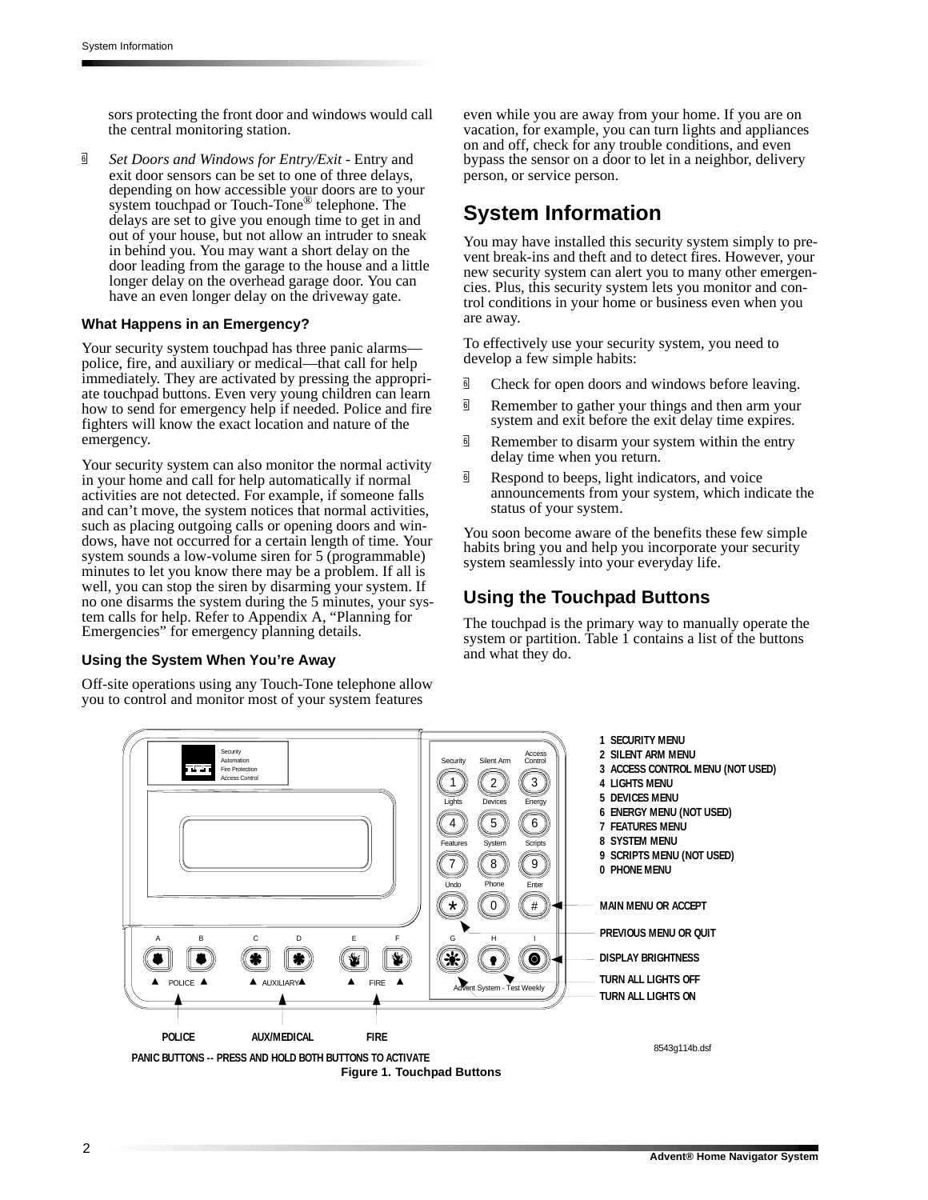sors protecting the front door and windows would call the central monitoring station.

- *Set Doors and Windows for Entry/Exit* - Entry and exit door sensors can be set to one of three delays, depending on how accessible your doors are to your system touchpad or Touch-Tone® telephone. The delays are set to give you enough time to get in and out of your house, but not allow an intruder to sneak in behind you. You may want a short delay on the door leading from the garage to the house and a little longer delay on the overhead garage door. You can have an even longer delay on the driveway gate.

### What Happens in an Emergency?

Your security system touchpad has three panic alarms—police, fire, and auxiliary or medical—that call for help immediately. They are activated by pressing the appropriate touchpad buttons. Even very young children can learn how to send for emergency help if needed. Police and fire fighters will know the exact location and nature of the emergency.

Your security system can also monitor the normal activity in your home and call for help automatically if normal activities are not detected. For example, if someone falls and can't move, the system notices that normal activities, such as placing outgoing calls or opening doors and windows, have not occurred for a certain length of time. Your system sounds a low-volume siren for 5 (programmable) minutes to let you know there may be a problem. If all is well, you can stop the siren by disarming your system. If no one disarms the system during the 5 minutes, your system calls for help. Refer to Appendix A, "Planning for Emergencies" for emergency planning details.

### Using the System When You're Away

Off-site operations using any Touch-Tone telephone allow you to control and monitor most of your system features even while you are away from your home. If you are on vacation, for example, you can turn lights and appliances on and off, check for any trouble conditions, and even bypass the sensor on a door to let in a neighbor, delivery person, or service person.

## System Information

You may have installed this security system simply to prevent break-ins and theft and to detect fires. However, your new security system can alert you to many other emergencies. Plus, this security system lets you monitor and control conditions in your home or business even when you are away.

To effectively use your security system, you need to develop a few simple habits:

- Check for open doors and windows before leaving.
- Remember to gather your things and then arm your system and exit before the exit delay time expires.
- Remember to disarm your system within the entry delay time when you return.
- Respond to beeps, light indicators, and voice announcements from your system, which indicate the status of your system.

You soon become aware of the benefits these few simple habits bring you and help you incorporate your security system seamlessly into your everyday life.

## Using the Touchpad Buttons

The touchpad is the primary way to manually operate the system or partition. Table 1 contains a list of the buttons and what they do.

Security Automation Fire Protection Access Control

Security 1 · Silent Arm 2 · Access Control 3
Lights 4 · Devices 5 · Energy 6
Features 7 · System 8 · Scripts 9
Undo * · Phone 0 · Enter #

A B · POLICE
C D · AUXILIARY
E F · FIRE
G H I

Advent System - Test Weekly

1 SECURITY MENU
2 SILENT ARM MENU
3 ACCESS CONTROL MENU (NOT USED)
4 LIGHTS MENU
5 DEVICES MENU
6 ENERGY MENU (NOT USED)
7 FEATURES MENU
8 SYSTEM MENU
9 SCRIPTS MENU (NOT USED)
0 PHONE MENU

MAIN MENU OR ACCEPT
PREVIOUS MENU OR QUIT
DISPLAY BRIGHTNESS
TURN ALL LIGHTS OFF
TURN ALL LIGHTS ON

POLICE · AUX/MEDICAL · FIRE

PANIC BUTTONS -- PRESS AND HOLD BOTH BUTTONS TO ACTIVATE

8543g114b.dsf

**Figure 1. Touchpad Buttons**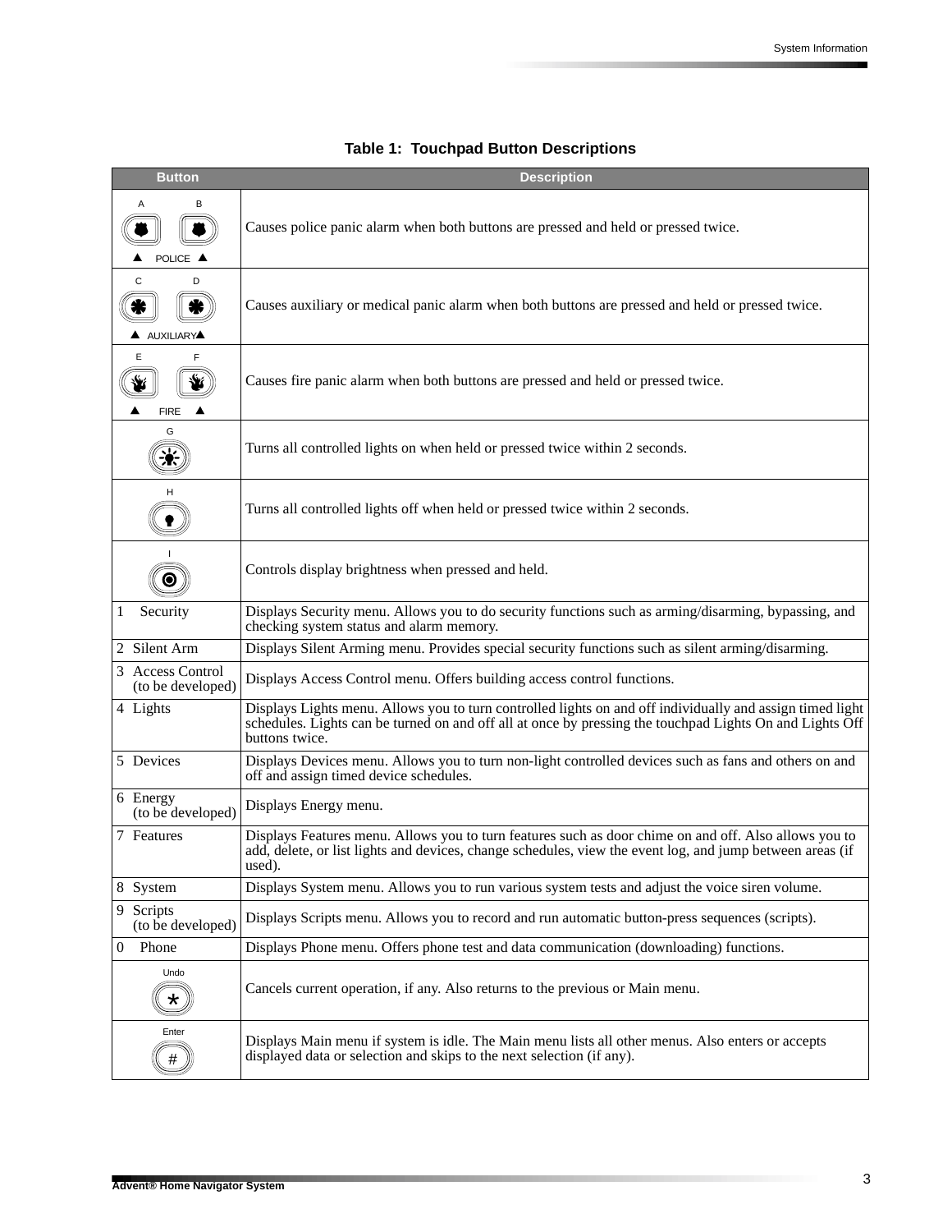**Table 1: Touchpad Button Descriptions**

| Button | Description |
|---|---|
| A B POLICE | Causes police panic alarm when both buttons are pressed and held or pressed twice. |
| C D AUXILIARY | Causes auxiliary or medical panic alarm when both buttons are pressed and held or pressed twice. |
| E F FIRE | Causes fire panic alarm when both buttons are pressed and held or pressed twice. |
| G | Turns all controlled lights on when held or pressed twice within 2 seconds. |
| H | Turns all controlled lights off when held or pressed twice within 2 seconds. |
| I | Controls display brightness when pressed and held. |
| 1 Security | Displays Security menu. Allows you to do security functions such as arming/disarming, bypassing, and checking system status and alarm memory. |
| 2 Silent Arm | Displays Silent Arming menu. Provides special security functions such as silent arming/disarming. |
| 3 Access Control (to be developed) | Displays Access Control menu. Offers building access control functions. |
| 4 Lights | Displays Lights menu. Allows you to turn controlled lights on and off individually and assign timed light schedules. Lights can be turned on and off all at once by pressing the touchpad Lights On and Lights Off buttons twice. |
| 5 Devices | Displays Devices menu. Allows you to turn non-light controlled devices such as fans and others on and off and assign timed device schedules. |
| 6 Energy (to be developed) | Displays Energy menu. |
| 7 Features | Displays Features menu. Allows you to turn features such as door chime on and off. Also allows you to add, delete, or list lights and devices, change schedules, view the event log, and jump between areas (if used). |
| 8 System | Displays System menu. Allows you to run various system tests and adjust the voice siren volume. |
| 9 Scripts (to be developed) | Displays Scripts menu. Allows you to record and run automatic button-press sequences (scripts). |
| 0 Phone | Displays Phone menu. Offers phone test and data communication (downloading) functions. |
| Undo * | Cancels current operation, if any. Also returns to the previous or Main menu. |
| Enter # | Displays Main menu if system is idle. The Main menu lists all other menus. Also enters or accepts displayed data or selection and skips to the next selection (if any). |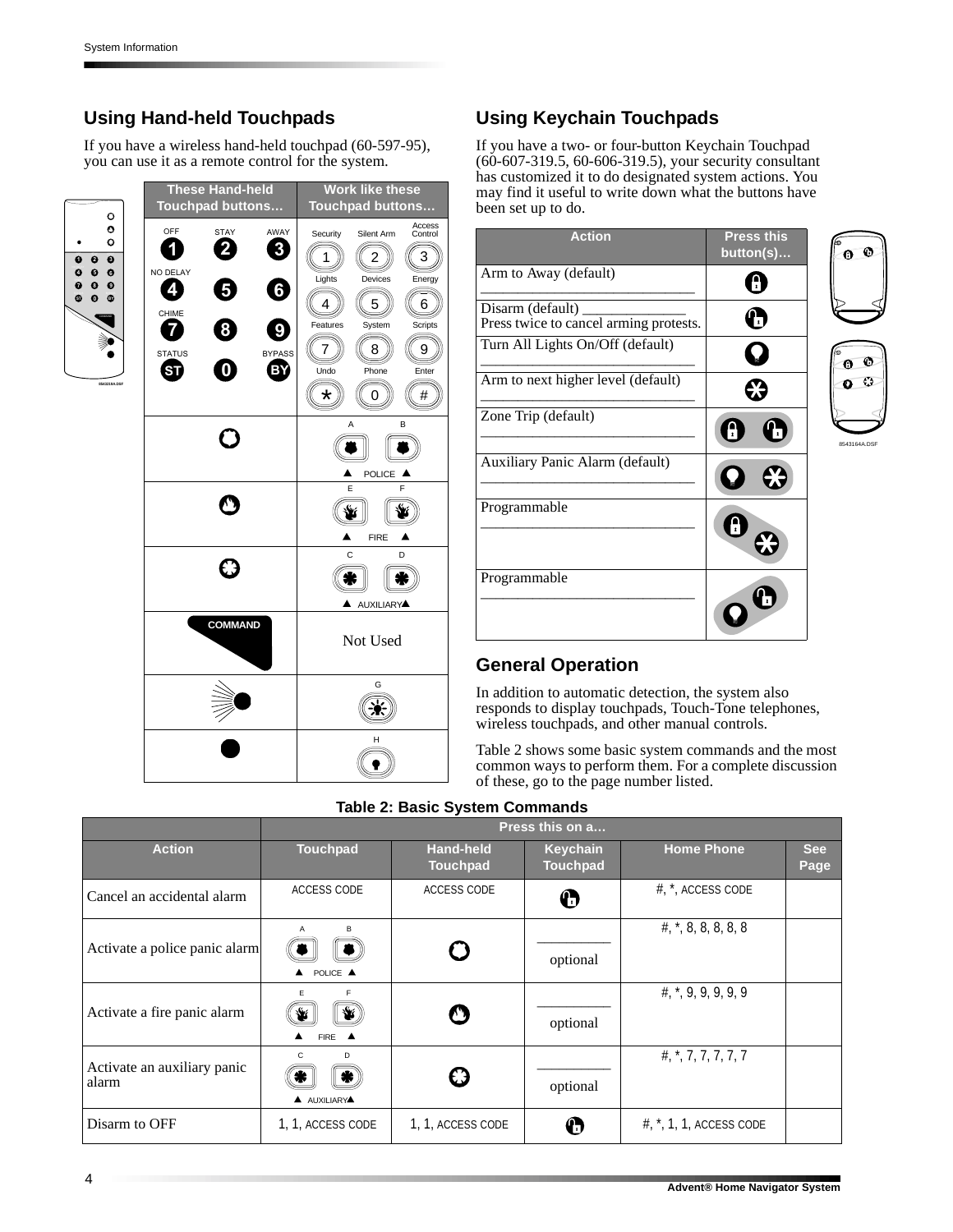## Using Hand-held Touchpads

If you have a wireless hand-held touchpad (60-597-95), you can use it as a remote control for the system.

| These Hand-held Touchpad buttons… | Work like these Touchpad buttons… |
|---|---|
| OFF 1, STAY 2, AWAY 3, NO DELAY 4, 5, 6, CHIME 7, 8, 9, STATUS ST, 0, BYPASS BY | Security 1, Silent Arm 2, Access Control 3, Lights 4, Devices 5, Energy 6, Features 7, System 8, Scripts 9, Undo *, Phone 0, Enter # |
| Police button | A B POLICE |
| Fire button | E F FIRE |
| Auxiliary button | C D AUXILIARY |
| COMMAND | Not Used |
| Light button | G |
| Dot button | H |

## Using Keychain Touchpads

If you have a two- or four-button Keychain Touchpad (60-607-319.5, 60-606-319.5), your security consultant has customized it to do designated system actions. You may find it useful to write down what the buttons have been set up to do.

| Action | Press this button(s)… |
|---|---|
| Arm to Away (default) ___________________________ | Lock |
| Disarm (default) ______________ Press twice to cancel arming protests. | Unlock |
| Turn All Lights On/Off (default) ___________________________ | Light |
| Arm to next higher level (default) ___________________________ | Star |
| Zone Trip (default) ___________________________ | Lock + Unlock |
| Auxiliary Panic Alarm (default) ___________________________ | Light + Star |
| Programmable ___________________________ | Lock + Star |
| Programmable ___________________________ | Light + Unlock |

## General Operation

In addition to automatic detection, the system also responds to display touchpads, Touch-Tone telephones, wireless touchpads, and other manual controls.

Table 2 shows some basic system commands and the most common ways to perform them. For a complete discussion of these, go to the page number listed.

**Table 2: Basic System Commands**

| | Press this on a… | | | | |
|---|---|---|---|---|---|
| **Action** | **Touchpad** | **Hand-held Touchpad** | **Keychain Touchpad** | **Home Phone** | **See Page** |
| Cancel an accidental alarm | ACCESS CODE | ACCESS CODE | Unlock | #, *, ACCESS CODE | |
| Activate a police panic alarm | A B POLICE | Police button | _________ optional | #, *, 8, 8, 8, 8, 8 | |
| Activate a fire panic alarm | E F FIRE | Fire button | _________ optional | #, *, 9, 9, 9, 9, 9 | |
| Activate an auxiliary panic alarm | C D AUXILIARY | Auxiliary button | _________ optional | #, *, 7, 7, 7, 7, 7 | |
| Disarm to OFF | 1, 1, ACCESS CODE | 1, 1, ACCESS CODE | Unlock | #, *, 1, 1, ACCESS CODE | |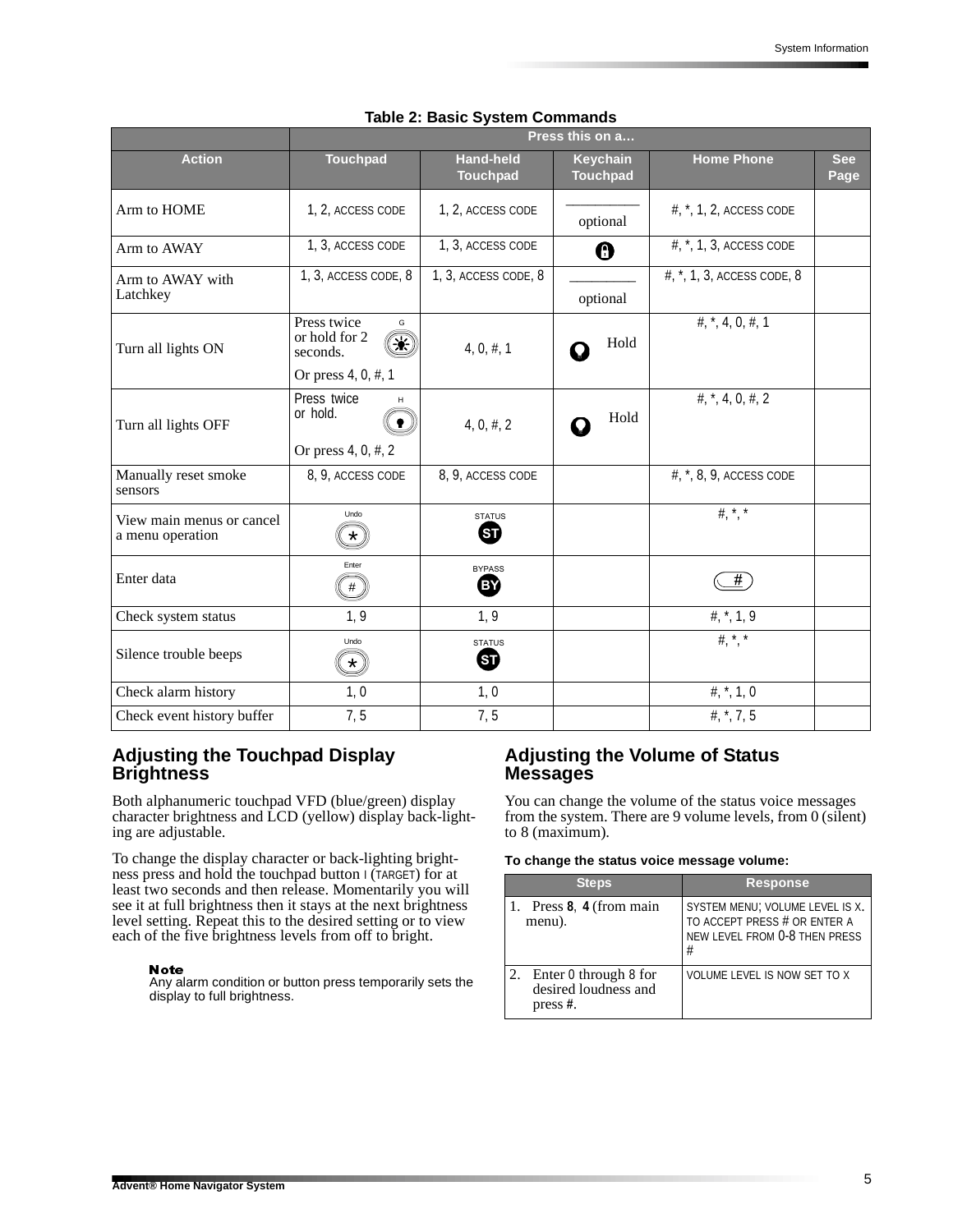**Table 2: Basic System Commands**

| Action | Press this on a… | | | | |
|---|---|---|---|---|---|
| | Touchpad | Hand-held Touchpad | Keychain Touchpad | Home Phone | See Page |
| Arm to HOME | 1, 2, ACCESS CODE | 1, 2, ACCESS CODE | optional | #, *, 1, 2, ACCESS CODE | |
| Arm to AWAY | 1, 3, ACCESS CODE | 1, 3, ACCESS CODE | (lock button) | #, *, 1, 3, ACCESS CODE | |
| Arm to AWAY with Latchkey | 1, 3, ACCESS CODE, 8 | 1, 3, ACCESS CODE, 8 | optional | #, *, 1, 3, ACCESS CODE, 8 | |
| Turn all lights ON | Press twice or hold for 2 seconds. (G) Or press 4, 0, #, 1 | 4, 0, #, 1 | Hold | #, *, 4, 0, #, 1 | |
| Turn all lights OFF | Press twice or hold. (H) Or press 4, 0, #, 2 | 4, 0, #, 2 | Hold | #, *, 4, 0, #, 2 | |
| Manually reset smoke sensors | 8, 9, ACCESS CODE | 8, 9, ACCESS CODE | | #, *, 8, 9, ACCESS CODE | |
| View main menus or cancel a menu operation | Undo * | STATUS ST | | #, *, * | |
| Enter data | Enter # | BYPASS BY | | # | |
| Check system status | 1, 9 | 1, 9 | | #, *, 1, 9 | |
| Silence trouble beeps | Undo * | STATUS ST | | #, *, * | |
| Check alarm history | 1, 0 | 1, 0 | | #, *, 1, 0 | |
| Check event history buffer | 7, 5 | 7, 5 | | #, *, 7, 5 | |

## Adjusting the Touchpad Display Brightness

Both alphanumeric touchpad VFD (blue/green) display character brightness and LCD (yellow) display back-lighting are adjustable.

To change the display character or back-lighting brightness press and hold the touchpad button I (TARGET) for at least two seconds and then release. Momentarily you will see it at full brightness then it stays at the next brightness level setting. Repeat this to the desired setting or to view each of the five brightness levels from off to bright.

**Note**
Any alarm condition or button press temporarily sets the display to full brightness.

## Adjusting the Volume of Status Messages

You can change the volume of the status voice messages from the system. There are 9 volume levels, from 0 (silent) to 8 (maximum).

**To change the status voice message volume:**

| Steps | Response |
|---|---|
| 1. Press **8**, **4** (from main menu). | SYSTEM MENU; VOLUME LEVEL IS X. TO ACCEPT PRESS # OR ENTER A NEW LEVEL FROM 0-8 THEN PRESS # |
| 2. Enter 0 through 8 for desired loudness and press **#**. | VOLUME LEVEL IS NOW SET TO X |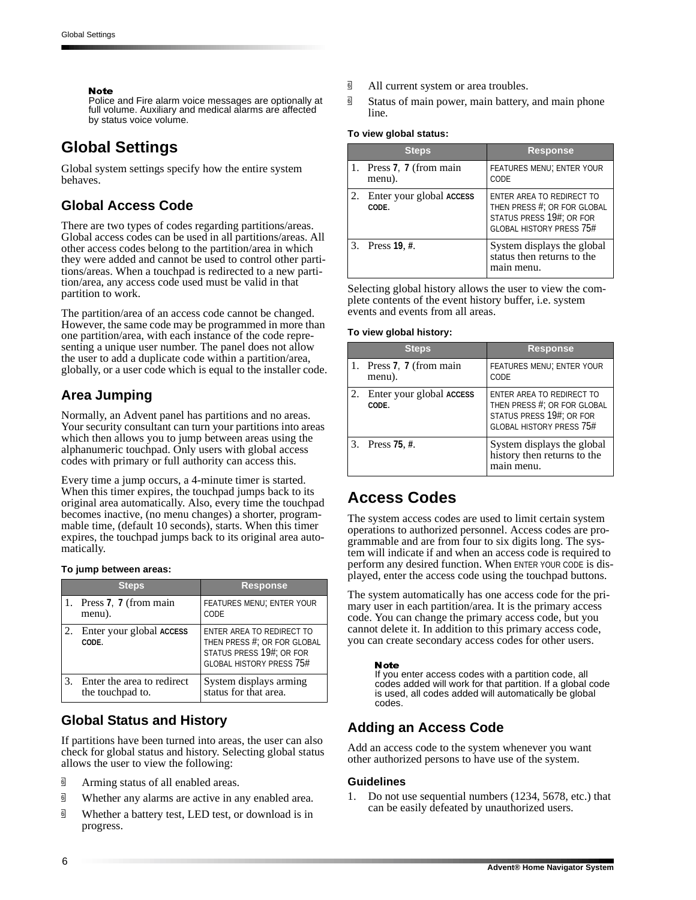**Note**
Police and Fire alarm voice messages are optionally at full volume. Auxiliary and medical alarms are affected by status voice volume.

# Global Settings

Global system settings specify how the entire system behaves.

## Global Access Code

There are two types of codes regarding partitions/areas. Global access codes can be used in all partitions/areas. All other access codes belong to the partition/area in which they were added and cannot be used to control other partitions/areas. When a touchpad is redirected to a new partition/area, any access code used must be valid in that partition to work.

The partition/area of an access code cannot be changed. However, the same code may be programmed in more than one partition/area, with each instance of the code representing a unique user number. The panel does not allow the user to add a duplicate code within a partition/area, globally, or a user code which is equal to the installer code.

## Area Jumping

Normally, an Advent panel has partitions and no areas. Your security consultant can turn your partitions into areas which then allows you to jump between areas using the alphanumeric touchpad. Only users with global access codes with primary or full authority can access this.

Every time a jump occurs, a 4-minute timer is started. When this timer expires, the touchpad jumps back to its original area automatically. Also, every time the touchpad becomes inactive, (no menu changes) a shorter, programmable time, (default 10 seconds), starts. When this timer expires, the touchpad jumps back to its original area automatically.

**To jump between areas:**

| Steps | Response |
|---|---|
| 1. Press **7**, **7** (from main menu). | FEATURES MENU; ENTER YOUR CODE |
| 2. Enter your global **ACCESS CODE**. | ENTER AREA TO REDIRECT TO THEN PRESS #; OR FOR GLOBAL STATUS PRESS 19#; OR FOR GLOBAL HISTORY PRESS 75# |
| 3. Enter the area to redirect the touchpad to. | System displays arming status for that area. |

## Global Status and History

If partitions have been turned into areas, the user can also check for global status and history. Selecting global status allows the user to view the following:

- Arming status of all enabled areas.
- Whether any alarms are active in any enabled area.
- Whether a battery test, LED test, or download is in progress.
- All current system or area troubles.
- Status of main power, main battery, and main phone line.

**To view global status:**

| Steps | Response |
|---|---|
| 1. Press **7**, **7** (from main menu). | FEATURES MENU; ENTER YOUR CODE |
| 2. Enter your global **ACCESS CODE**. | ENTER AREA TO REDIRECT TO THEN PRESS #; OR FOR GLOBAL STATUS PRESS 19#; OR FOR GLOBAL HISTORY PRESS 75# |
| 3. Press **19**, **#**. | System displays the global status then returns to the main menu. |

Selecting global history allows the user to view the complete contents of the event history buffer, i.e. system events and events from all areas.

**To view global history:**

| Steps | Response |
|---|---|
| 1. Press **7**, **7** (from main menu). | FEATURES MENU; ENTER YOUR CODE |
| 2. Enter your global **ACCESS CODE**. | ENTER AREA TO REDIRECT TO THEN PRESS #; OR FOR GLOBAL STATUS PRESS 19#; OR FOR GLOBAL HISTORY PRESS 75# |
| 3. Press **75**, **#**. | System displays the global history then returns to the main menu. |

# Access Codes

The system access codes are used to limit certain system operations to authorized personnel. Access codes are programmable and are from four to six digits long. The system will indicate if and when an access code is required to perform any desired function. When ENTER YOUR CODE is displayed, enter the access code using the touchpad buttons.

The system automatically has one access code for the primary user in each partition/area. It is the primary access code. You can change the primary access code, but you cannot delete it. In addition to this primary access code, you can create secondary access codes for other users.

**Note**
If you enter access codes with a partition code, all codes added will work for that partition. If a global code is used, all codes added will automatically be global codes.

## Adding an Access Code

Add an access code to the system whenever you want other authorized persons to have use of the system.

### Guidelines

1. Do not use sequential numbers (1234, 5678, etc.) that can be easily defeated by unauthorized users.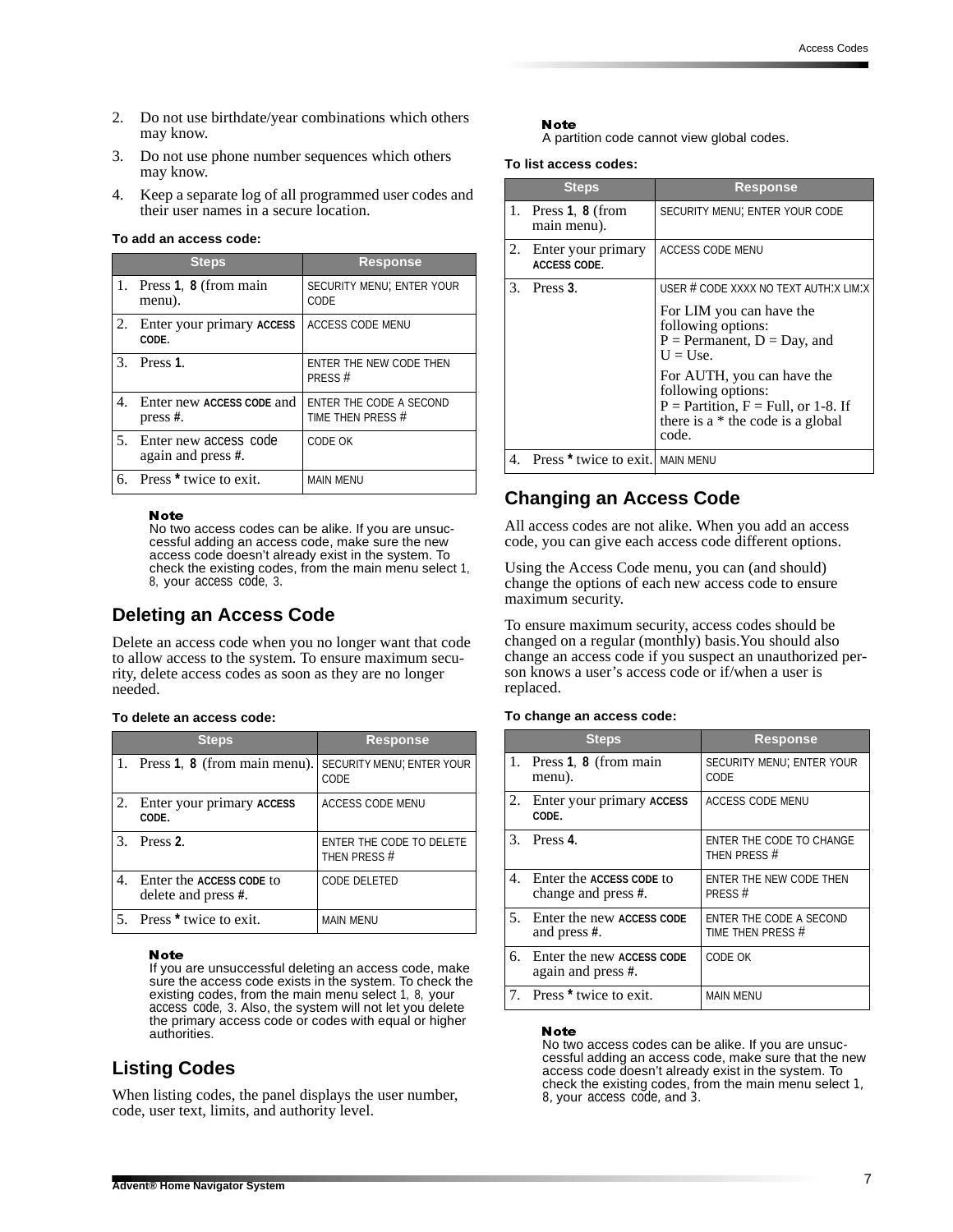2. Do not use birthdate/year combinations which others may know.
3. Do not use phone number sequences which others may know.
4. Keep a separate log of all programmed user codes and their user names in a secure location.

**To add an access code:**

| Steps | Response |
|---|---|
| 1. Press **1**, **8** (from main menu). | SECURITY MENU; ENTER YOUR CODE |
| 2. Enter your primary ACCESS CODE. | ACCESS CODE MENU |
| 3. Press **1**. | ENTER THE NEW CODE THEN PRESS # |
| 4. Enter new ACCESS CODE and press **#**. | ENTER THE CODE A SECOND TIME THEN PRESS # |
| 5. Enter new access code again and press **#**. | CODE OK |
| 6. Press * twice to exit. | MAIN MENU |

**Note**
No two access codes can be alike. If you are unsuccessful adding an access code, make sure the new access code doesn't already exist in the system. To check the existing codes, from the main menu select 1, 8, your access code, 3.

## Deleting an Access Code

Delete an access code when you no longer want that code to allow access to the system. To ensure maximum security, delete access codes as soon as they are no longer needed.

**To delete an access code:**

| Steps | Response |
|---|---|
| 1. Press **1**, **8** (from main menu). | SECURITY MENU; ENTER YOUR CODE |
| 2. Enter your primary ACCESS CODE. | ACCESS CODE MENU |
| 3. Press **2**. | ENTER THE CODE TO DELETE THEN PRESS # |
| 4. Enter the ACCESS CODE to delete and press **#**. | CODE DELETED |
| 5. Press * twice to exit. | MAIN MENU |

**Note**
If you are unsuccessful deleting an access code, make sure the access code exists in the system. To check the existing codes, from the main menu select 1, 8, your access code, 3. Also, the system will not let you delete the primary access code or codes with equal or higher authorities.

## Listing Codes

When listing codes, the panel displays the user number, code, user text, limits, and authority level.

**Note**
A partition code cannot view global codes.

**To list access codes:**

| Steps | Response |
|---|---|
| 1. Press **1**, **8** (from main menu). | SECURITY MENU; ENTER YOUR CODE |
| 2. Enter your primary ACCESS CODE. | ACCESS CODE MENU |
| 3. Press **3**. | USER # CODE XXXX NO TEXT AUTH:X LIM:X<br>For LIM you can have the following options: P = Permanent, D = Day, and U = Use.<br>For AUTH, you can have the following options: P = Partition, F = Full, or 1-8. If there is a * the code is a global code. |
| 4. Press * twice to exit. | MAIN MENU |

## Changing an Access Code

All access codes are not alike. When you add an access code, you can give each access code different options.

Using the Access Code menu, you can (and should) change the options of each new access code to ensure maximum security.

To ensure maximum security, access codes should be changed on a regular (monthly) basis.You should also change an access code if you suspect an unauthorized person knows a user's access code or if/when a user is replaced.

**To change an access code:**

| Steps | Response |
|---|---|
| 1. Press **1**, **8** (from main menu). | SECURITY MENU; ENTER YOUR CODE |
| 2. Enter your primary ACCESS CODE. | ACCESS CODE MENU |
| 3. Press **4**. | ENTER THE CODE TO CHANGE THEN PRESS # |
| 4. Enter the ACCESS CODE to change and press **#**. | ENTER THE NEW CODE THEN PRESS # |
| 5. Enter the new ACCESS CODE and press **#**. | ENTER THE CODE A SECOND TIME THEN PRESS # |
| 6. Enter the new ACCESS CODE again and press **#**. | CODE OK |
| 7. Press * twice to exit. | MAIN MENU |

**Note**
No two access codes can be alike. If you are unsuccessful adding an access code, make sure that the new access code doesn't already exist in the system. To check the existing codes, from the main menu select 1, 8, your access code, and 3.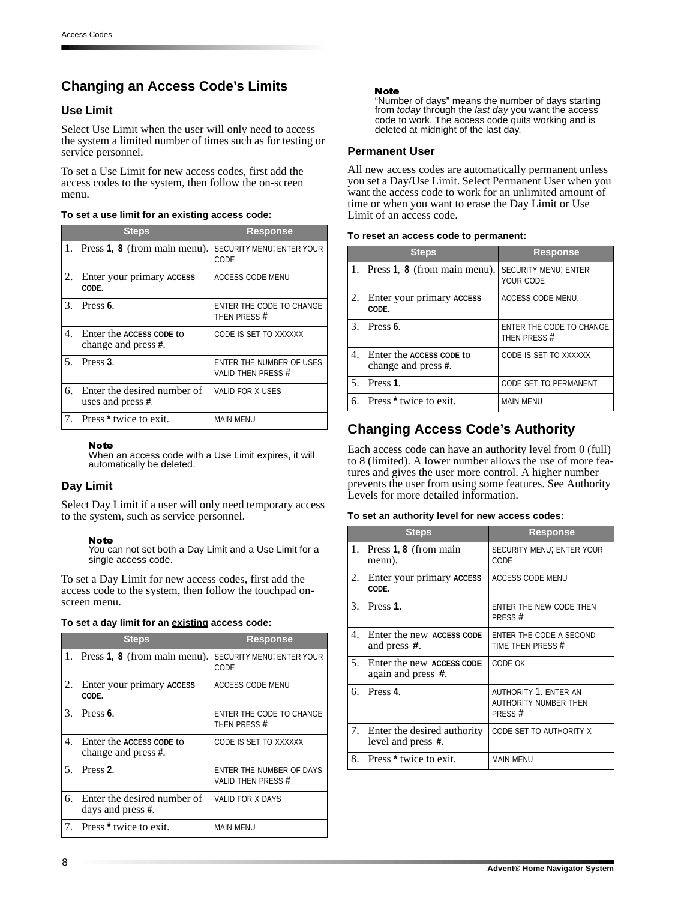## Changing an Access Code's Limits

### Use Limit

Select Use Limit when the user will only need to access the system a limited number of times such as for testing or service personnel.

To set a Use Limit for new access codes, first add the access codes to the system, then follow the on-screen menu.

**To set a use limit for an existing access code:**

| Steps | Response |
|---|---|
| 1. Press **1**, **8** (from main menu). | SECURITY MENU; ENTER YOUR CODE |
| 2. Enter your primary ACCESS CODE. | ACCESS CODE MENU |
| 3. Press **6**. | ENTER THE CODE TO CHANGE THEN PRESS # |
| 4. Enter the ACCESS CODE to change and press **#**. | CODE IS SET TO XXXXXX |
| 5. Press **3**. | ENTER THE NUMBER OF USES VALID THEN PRESS # |
| 6. Enter the desired number of uses and press **#**. | VALID FOR X USES |
| 7. Press * twice to exit. | MAIN MENU |

**Note**
When an access code with a Use Limit expires, it will automatically be deleted.

### Day Limit

Select Day Limit if a user will only need temporary access to the system, such as service personnel.

**Note**
You can not set both a Day Limit and a Use Limit for a single access code.

To set a Day Limit for new access codes, first add the access code to the system, then follow the touchpad on-screen menu.

**To set a day limit for an existing access code:**

| Steps | Response |
|---|---|
| 1. Press **1**, **8** (from main menu). | SECURITY MENU; ENTER YOUR CODE |
| 2. Enter your primary ACCESS CODE. | ACCESS CODE MENU |
| 3. Press **6**. | ENTER THE CODE TO CHANGE THEN PRESS # |
| 4. Enter the ACCESS CODE to change and press **#**. | CODE IS SET TO XXXXXX |
| 5. Press **2**. | ENTER THE NUMBER OF DAYS VALID THEN PRESS # |
| 6. Enter the desired number of days and press **#**. | VALID FOR X DAYS |
| 7. Press * twice to exit. | MAIN MENU |

**Note**
"Number of days" means the number of days starting from *today* through the *last day* you want the access code to work. The access code quits working and is deleted at midnight of the last day.

### Permanent User

All new access codes are automatically permanent unless you set a Day/Use Limit. Select Permanent User when you want the access code to work for an unlimited amount of time or when you want to erase the Day Limit or Use Limit of an access code.

**To reset an access code to permanent:**

| Steps | Response |
|---|---|
| 1. Press **1**, **8** (from main menu). | SECURITY MENU; ENTER YOUR CODE |
| 2. Enter your primary ACCESS CODE. | ACCESS CODE MENU. |
| 3. Press **6**. | ENTER THE CODE TO CHANGE THEN PRESS # |
| 4. Enter the ACCESS CODE to change and press **#**. | CODE IS SET TO XXXXXX |
| 5. Press **1**. | CODE SET TO PERMANENT |
| 6. Press * twice to exit. | MAIN MENU |

## Changing Access Code's Authority

Each access code can have an authority level from 0 (full) to 8 (limited). A lower number allows the use of more features and gives the user more control. A higher number prevents the user from using some features. See Authority Levels for more detailed information.

**To set an authority level for new access codes:**

| Steps | Response |
|---|---|
| 1. Press **1**, **8** (from main menu). | SECURITY MENU; ENTER YOUR CODE |
| 2. Enter your primary ACCESS CODE. | ACCESS CODE MENU |
| 3. Press **1**. | ENTER THE NEW CODE THEN PRESS # |
| 4. Enter the new ACCESS CODE and press **#**. | ENTER THE CODE A SECOND TIME THEN PRESS # |
| 5. Enter the new ACCESS CODE again and press **#**. | CODE OK |
| 6. Press **4**. | AUTHORITY 1. ENTER AN AUTHORITY NUMBER THEN PRESS # |
| 7. Enter the desired authority level and press **#**. | CODE SET TO AUTHORITY X |
| 8. Press * twice to exit. | MAIN MENU |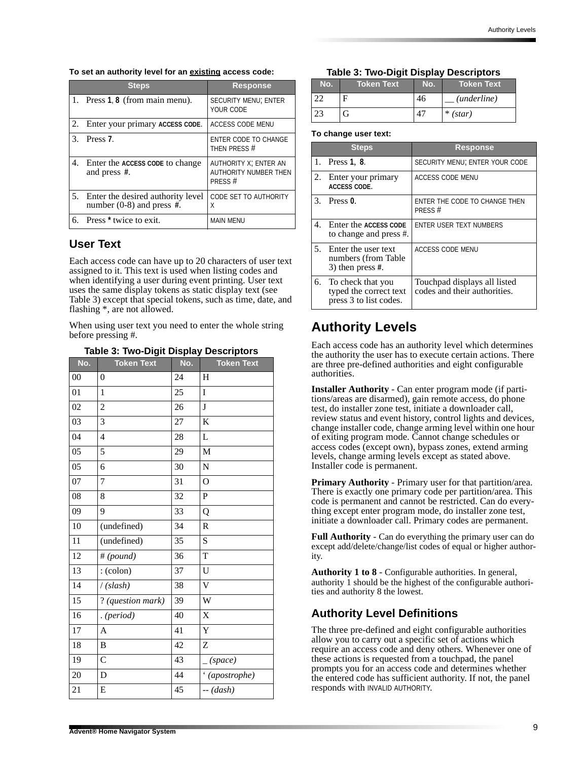**To set an authority level for an existing access code:**

| Steps | Response |
|---|---|
| 1. Press **1**, **8** (from main menu). | SECURITY MENU; ENTER YOUR CODE |
| 2. Enter your primary ACCESS CODE. | ACCESS CODE MENU |
| 3. Press **7**. | ENTER CODE TO CHANGE THEN PRESS # |
| 4. Enter the ACCESS CODE to change and press **#**. | AUTHORITY X; ENTER AN AUTHORITY NUMBER THEN PRESS # |
| 5. Enter the desired authority level number (0-8) and press **#**. | CODE SET TO AUTHORITY X |
| 6. Press * twice to exit. | MAIN MENU |

## User Text

Each access code can have up to 20 characters of user text assigned to it. This text is used when listing codes and when identifying a user during event printing. User text uses the same display tokens as static display text (see Table 3) except that special tokens, such as time, date, and flashing *, are not allowed.

When using user text you need to enter the whole string before pressing #.

**Table 3: Two-Digit Display Descriptors**

| No. | Token Text | No. | Token Text |
|---|---|---|---|
| 00 | 0 | 24 | H |
| 01 | 1 | 25 | I |
| 02 | 2 | 26 | J |
| 03 | 3 | 27 | K |
| 04 | 4 | 28 | L |
| 05 | 5 | 29 | M |
| 05 | 6 | 30 | N |
| 07 | 7 | 31 | O |
| 08 | 8 | 32 | P |
| 09 | 9 | 33 | Q |
| 10 | (undefined) | 34 | R |
| 11 | (undefined) | 35 | S |
| 12 | # *(pound)* | 36 | T |
| 13 | : (colon) | 37 | U |
| 14 | / *(slash)* | 38 | V |
| 15 | ? *(question mark)* | 39 | W |
| 16 | . *(period)* | 40 | X |
| 17 | A | 41 | Y |
| 18 | B | 42 | Z |
| 19 | C | 43 | _ *(space)* |
| 20 | D | 44 | ‘ *(apostrophe)* |
| 21 | E | 45 | -- *(dash)* |
| 22 | F | 46 | __ *(underline)* |
| 23 | G | 47 | * *(star)* |

**To change user text:**

| Steps | Response |
|---|---|
| 1. Press **1**, **8**. | SECURITY MENU; ENTER YOUR CODE |
| 2. Enter your primary ACCESS CODE. | ACCESS CODE MENU |
| 3. Press **0**. | ENTER THE CODE TO CHANGE THEN PRESS # |
| 4. Enter the ACCESS CODE to change and press #. | ENTER USER TEXT NUMBERS |
| 5. Enter the user text numbers (from Table 3) then press **#**. | ACCESS CODE MENU |
| 6. To check that you typed the correct text press 3 to list codes. | Touchpad displays all listed codes and their authorities. |

# Authority Levels

Each access code has an authority level which determines the authority the user has to execute certain actions. There are three pre-defined authorities and eight configurable authorities.

**Installer Authority** - Can enter program mode (if partitions/areas are disarmed), gain remote access, do phone test, do installer zone test, initiate a downloader call, review status and event history, control lights and devices, change installer code, change arming level within one hour of exiting program mode. Cannot change schedules or access codes (except own), bypass zones, extend arming levels, change arming levels except as stated above. Installer code is permanent.

**Primary Authority** - Primary user for that partition/area. There is exactly one primary code per partition/area. This code is permanent and cannot be restricted. Can do everything except enter program mode, do installer zone test, initiate a downloader call. Primary codes are permanent.

**Full Authority** - Can do everything the primary user can do except add/delete/change/list codes of equal or higher authority.

**Authority 1 to 8** - Configurable authorities. In general, authority 1 should be the highest of the configurable authorities and authority 8 the lowest.

## Authority Level Definitions

The three pre-defined and eight configurable authorities allow you to carry out a specific set of actions which require an access code and deny others. Whenever one of these actions is requested from a touchpad, the panel prompts you for an access code and determines whether the entered code has sufficient authority. If not, the panel responds with INVALID AUTHORITY.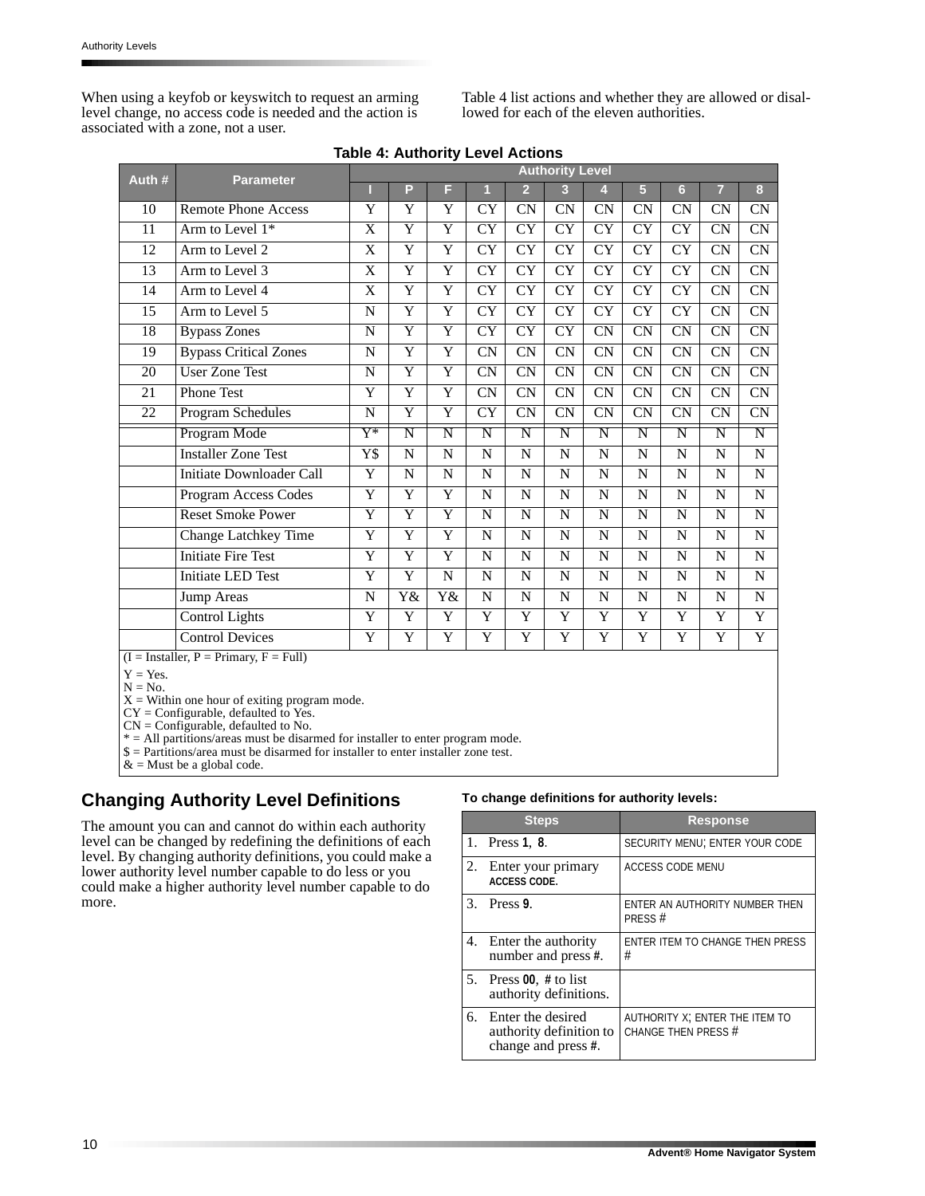When using a keyfob or keyswitch to request an arming level change, no access code is needed and the action is associated with a zone, not a user.

Table 4 list actions and whether they are allowed or disallowed for each of the eleven authorities.

**Table 4: Authority Level Actions**

| Auth # | Parameter | Authority Level | | | | | | | | | | |
|---|---|---|---|---|---|---|---|---|---|---|---|---|
| | | I | P | F | 1 | 2 | 3 | 4 | 5 | 6 | 7 | 8 |
| 10 | Remote Phone Access | Y | Y | Y | CY | CN | CN | CN | CN | CN | CN | CN |
| 11 | Arm to Level 1* | X | Y | Y | CY | CY | CY | CY | CY | CY | CN | CN |
| 12 | Arm to Level 2 | X | Y | Y | CY | CY | CY | CY | CY | CY | CN | CN |
| 13 | Arm to Level 3 | X | Y | Y | CY | CY | CY | CY | CY | CY | CN | CN |
| 14 | Arm to Level 4 | X | Y | Y | CY | CY | CY | CY | CY | CY | CN | CN |
| 15 | Arm to Level 5 | N | Y | Y | CY | CY | CY | CY | CY | CY | CN | CN |
| 18 | Bypass Zones | N | Y | Y | CY | CY | CY | CN | CN | CN | CN | CN |
| 19 | Bypass Critical Zones | N | Y | Y | CN | CN | CN | CN | CN | CN | CN | CN |
| 20 | User Zone Test | N | Y | Y | CN | CN | CN | CN | CN | CN | CN | CN |
| 21 | Phone Test | Y | Y | Y | CN | CN | CN | CN | CN | CN | CN | CN |
| 22 | Program Schedules | N | Y | Y | CY | CN | CN | CN | CN | CN | CN | CN |
| | Program Mode | Y* | N | N | N | N | N | N | N | N | N | N |
| | Installer Zone Test | Y$ | N | N | N | N | N | N | N | N | N | N |
| | Initiate Downloader Call | Y | N | N | N | N | N | N | N | N | N | N |
| | Program Access Codes | Y | Y | Y | N | N | N | N | N | N | N | N |
| | Reset Smoke Power | Y | Y | Y | N | N | N | N | N | N | N | N |
| | Change Latchkey Time | Y | Y | Y | N | N | N | N | N | N | N | N |
| | Initiate Fire Test | Y | Y | Y | N | N | N | N | N | N | N | N |
| | Initiate LED Test | Y | Y | N | N | N | N | N | N | N | N | N |
| | Jump Areas | N | Y& | Y& | N | N | N | N | N | N | N | N |
| | Control Lights | Y | Y | Y | Y | Y | Y | Y | Y | Y | Y | Y |
| | Control Devices | Y | Y | Y | Y | Y | Y | Y | Y | Y | Y | Y |

(I = Installer, P = Primary, F = Full)

Y = Yes.
N = No.
X = Within one hour of exiting program mode.
CY = Configurable, defaulted to Yes.
CN = Configurable, defaulted to No.
* = All partitions/areas must be disarmed for installer to enter program mode.
$ = Partitions/area must be disarmed for installer to enter installer zone test.
& = Must be a global code.

## Changing Authority Level Definitions

The amount you can and cannot do within each authority level can be changed by redefining the definitions of each level. By changing authority definitions, you could make a lower authority level number capable to do less or you could make a higher authority level number capable to do more.

**To change definitions for authority levels:**

| Steps | Response |
|---|---|
| 1. Press **1**, **8**. | SECURITY MENU; ENTER YOUR CODE |
| 2. Enter your primary ACCESS CODE. | ACCESS CODE MENU |
| 3. Press **9**. | ENTER AN AUTHORITY NUMBER THEN PRESS # |
| 4. Enter the authority number and press **#**. | ENTER ITEM TO CHANGE THEN PRESS # |
| 5. Press **00**, **#** to list authority definitions. | |
| 6. Enter the desired authority definition to change and press **#**. | AUTHORITY X; ENTER THE ITEM TO CHANGE THEN PRESS # |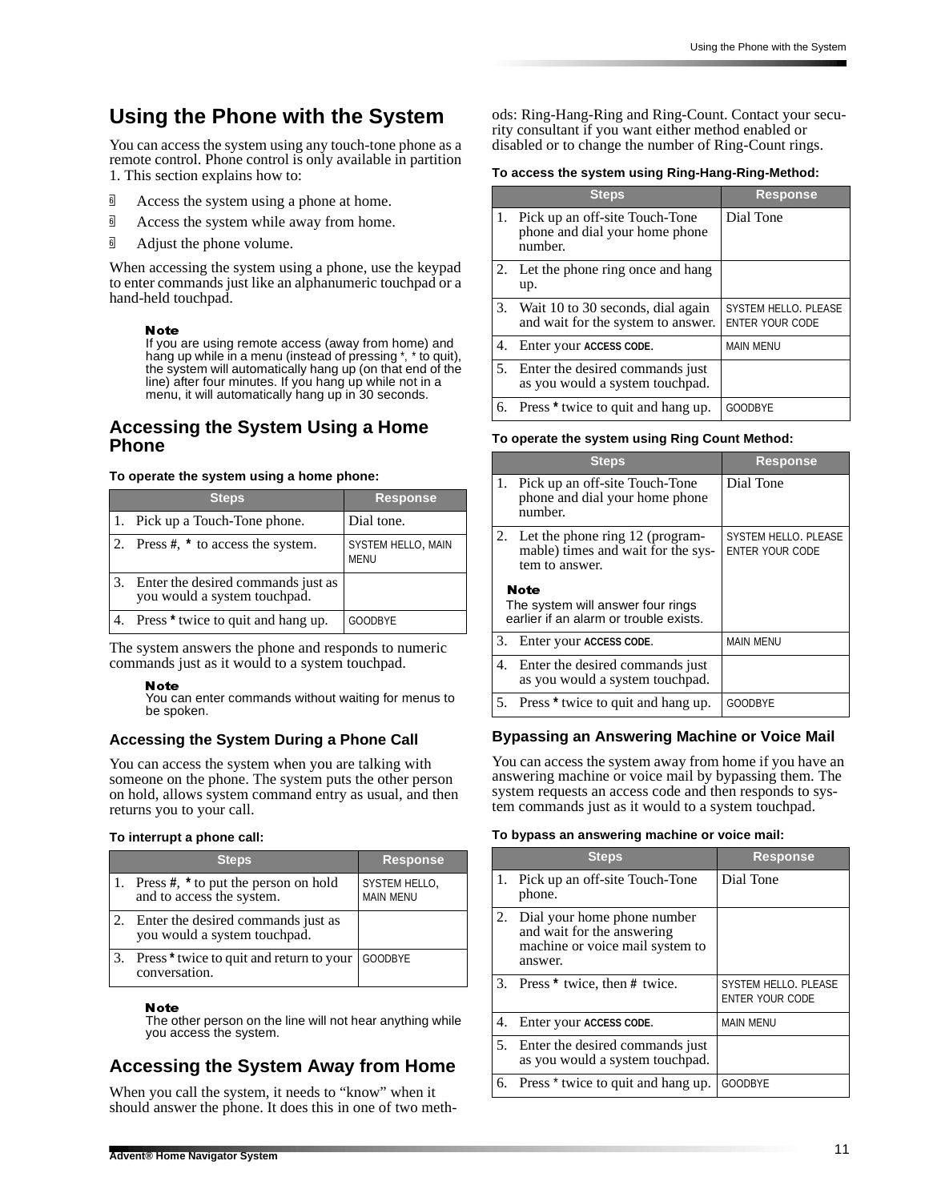# Using the Phone with the System

You can access the system using any touch-tone phone as a remote control. Phone control is only available in partition 1. This section explains how to:

- Access the system using a phone at home.
- Access the system while away from home.
- Adjust the phone volume.

When accessing the system using a phone, use the keypad to enter commands just like an alphanumeric touchpad or a hand-held touchpad.

> **Note**
> If you are using remote access (away from home) and hang up while in a menu (instead of pressing *, * to quit), the system will automatically hang up (on that end of the line) after four minutes. If you hang up while not in a menu, it will automatically hang up in 30 seconds.

## Accessing the System Using a Home Phone

**To operate the system using a home phone:**

| Steps | Response |
|---|---|
| 1. Pick up a Touch-Tone phone. | Dial tone. |
| 2. Press #, * to access the system. | SYSTEM HELLO, MAIN MENU |
| 3. Enter the desired commands just as you would a system touchpad. | |
| 4. Press * twice to quit and hang up. | GOODBYE |

The system answers the phone and responds to numeric commands just as it would to a system touchpad.

> **Note**
> You can enter commands without waiting for menus to be spoken.

### Accessing the System During a Phone Call

You can access the system when you are talking with someone on the phone. The system puts the other person on hold, allows system command entry as usual, and then returns you to your call.

**To interrupt a phone call:**

| Steps | Response |
|---|---|
| 1. Press #, * to put the person on hold and to access the system. | SYSTEM HELLO, MAIN MENU |
| 2. Enter the desired commands just as you would a system touchpad. | |
| 3. Press * twice to quit and return to your conversation. | GOODBYE |

> **Note**
> The other person on the line will not hear anything while you access the system.

## Accessing the System Away from Home

When you call the system, it needs to "know" when it should answer the phone. It does this in one of two methods: Ring-Hang-Ring and Ring-Count. Contact your security consultant if you want either method enabled or disabled or to change the number of Ring-Count rings.

**To access the system using Ring-Hang-Ring-Method:**

| Steps | Response |
|---|---|
| 1. Pick up an off-site Touch-Tone phone and dial your home phone number. | Dial Tone |
| 2. Let the phone ring once and hang up. | |
| 3. Wait 10 to 30 seconds, dial again and wait for the system to answer. | SYSTEM HELLO. PLEASE ENTER YOUR CODE |
| 4. Enter your ACCESS CODE. | MAIN MENU |
| 5. Enter the desired commands just as you would a system touchpad. | |
| 6. Press * twice to quit and hang up. | GOODBYE |

**To operate the system using Ring Count Method:**

| Steps | Response |
|---|---|
| 1. Pick up an off-site Touch-Tone phone and dial your home phone number. | Dial Tone |
| 2. Let the phone ring 12 (programmable) times and wait for the system to answer.<br>**Note**<br>The system will answer four rings earlier if an alarm or trouble exists. | SYSTEM HELLO. PLEASE ENTER YOUR CODE |
| 3. Enter your ACCESS CODE. | MAIN MENU |
| 4. Enter the desired commands just as you would a system touchpad. | |
| 5. Press * twice to quit and hang up. | GOODBYE |

### Bypassing an Answering Machine or Voice Mail

You can access the system away from home if you have an answering machine or voice mail by bypassing them. The system requests an access code and then responds to system commands just as it would to a system touchpad.

**To bypass an answering machine or voice mail:**

| Steps | Response |
|---|---|
| 1. Pick up an off-site Touch-Tone phone. | Dial Tone |
| 2. Dial your home phone number and wait for the answering machine or voice mail system to answer. | |
| 3. Press * twice, then # twice. | SYSTEM HELLO. PLEASE ENTER YOUR CODE |
| 4. Enter your ACCESS CODE. | MAIN MENU |
| 5. Enter the desired commands just as you would a system touchpad. | |
| 6. Press * twice to quit and hang up. | GOODBYE |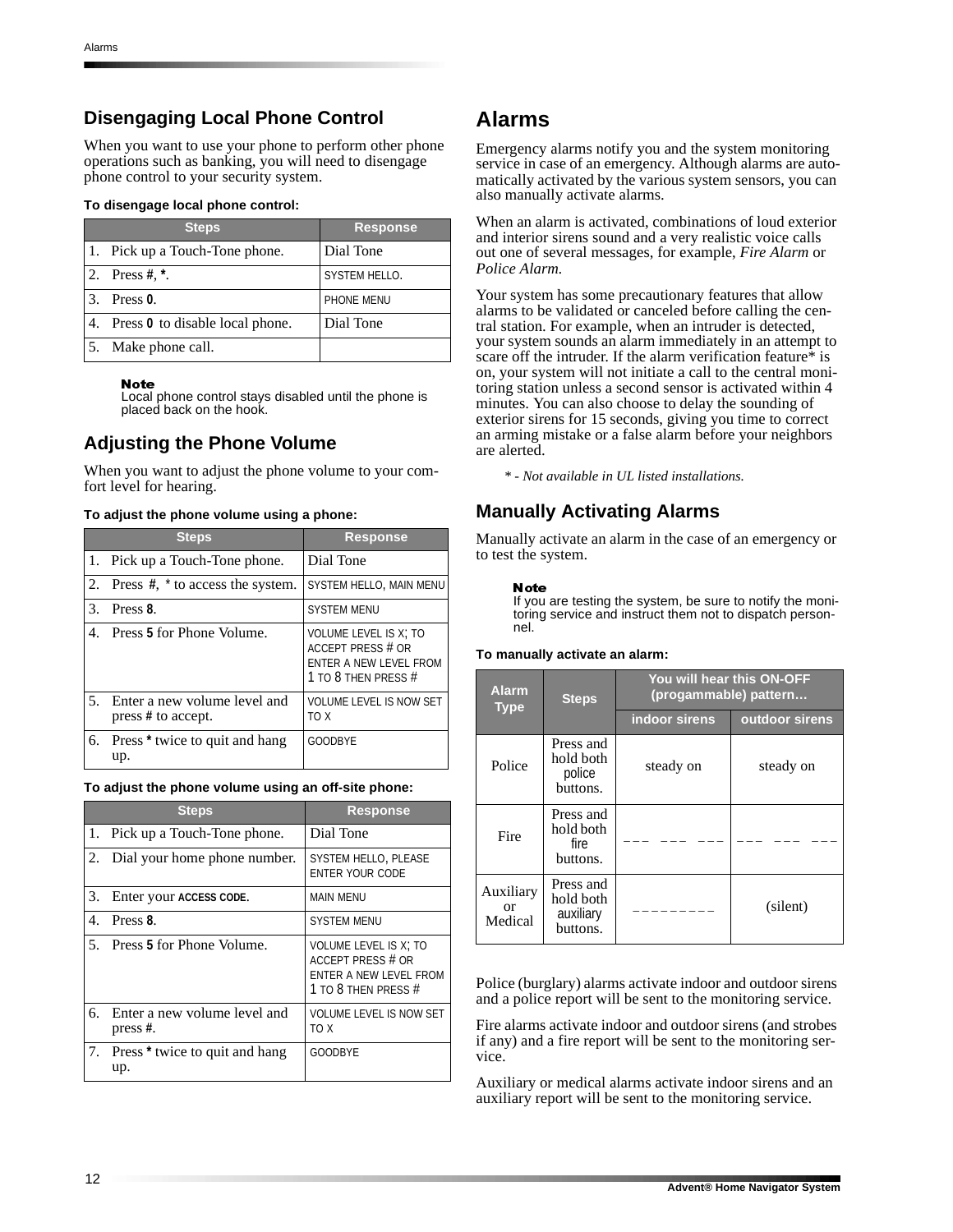## Disengaging Local Phone Control

When you want to use your phone to perform other phone operations such as banking, you will need to disengage phone control to your security system.

**To disengage local phone control:**

| Steps | Response |
|---|---|
| 1. Pick up a Touch-Tone phone. | Dial Tone |
| 2. Press **#**, **\***. | SYSTEM HELLO. |
| 3. Press **0**. | PHONE MENU |
| 4. Press **0** to disable local phone. | Dial Tone |
| 5. Make phone call. | |

**Note**
Local phone control stays disabled until the phone is placed back on the hook.

## Adjusting the Phone Volume

When you want to adjust the phone volume to your comfort level for hearing.

**To adjust the phone volume using a phone:**

| Steps | Response |
|---|---|
| 1. Pick up a Touch-Tone phone. | Dial Tone |
| 2. Press **#**, **\*** to access the system. | SYSTEM HELLO, MAIN MENU |
| 3. Press **8**. | SYSTEM MENU |
| 4. Press **5** for Phone Volume. | VOLUME LEVEL IS X; TO ACCEPT PRESS # OR ENTER A NEW LEVEL FROM 1 TO 8 THEN PRESS # |
| 5. Enter a new volume level and press **#** to accept. | VOLUME LEVEL IS NOW SET TO X |
| 6. Press **\*** twice to quit and hang up. | GOODBYE |

**To adjust the phone volume using an off-site phone:**

| Steps | Response |
|---|---|
| 1. Pick up a Touch-Tone phone. | Dial Tone |
| 2. Dial your home phone number. | SYSTEM HELLO, PLEASE ENTER YOUR CODE |
| 3. Enter your ACCESS CODE. | MAIN MENU |
| 4. Press **8**. | SYSTEM MENU |
| 5. Press **5** for Phone Volume. | VOLUME LEVEL IS X; TO ACCEPT PRESS # OR ENTER A NEW LEVEL FROM 1 TO 8 THEN PRESS # |
| 6. Enter a new volume level and press **#**. | VOLUME LEVEL IS NOW SET TO X |
| 7. Press **\*** twice to quit and hang up. | GOODBYE |

# Alarms

Emergency alarms notify you and the system monitoring service in case of an emergency. Although alarms are automatically activated by the various system sensors, you can also manually activate alarms.

When an alarm is activated, combinations of loud exterior and interior sirens sound and a very realistic voice calls out one of several messages, for example, *Fire Alarm* or *Police Alarm*.

Your system has some precautionary features that allow alarms to be validated or canceled before calling the central station. For example, when an intruder is detected, your system sounds an alarm immediately in an attempt to scare off the intruder. If the alarm verification feature* is on, your system will not initiate a call to the central monitoring station unless a second sensor is activated within 4 minutes. You can also choose to delay the sounding of exterior sirens for 15 seconds, giving you time to correct an arming mistake or a false alarm before your neighbors are alerted.

*\* - Not available in UL listed installations.*

## Manually Activating Alarms

Manually activate an alarm in the case of an emergency or to test the system.

**Note**
If you are testing the system, be sure to notify the monitoring service and instruct them not to dispatch personnel.

**To manually activate an alarm:**

| Alarm Type | Steps | You will hear this ON-OFF (progammable) pattern… | |
|---|---|---|---|
| | | indoor sirens | outdoor sirens |
| Police | Press and hold both police buttons. | steady on | steady on |
| Fire | Press and hold both fire buttons. | ___ ___ ___ | ___ ___ ___ |
| Auxiliary or Medical | Press and hold both auxiliary buttons. | _ _ _ _ _ _ _ _ _ | (silent) |

Police (burglary) alarms activate indoor and outdoor sirens and a police report will be sent to the monitoring service.

Fire alarms activate indoor and outdoor sirens (and strobes if any) and a fire report will be sent to the monitoring service.

Auxiliary or medical alarms activate indoor sirens and an auxiliary report will be sent to the monitoring service.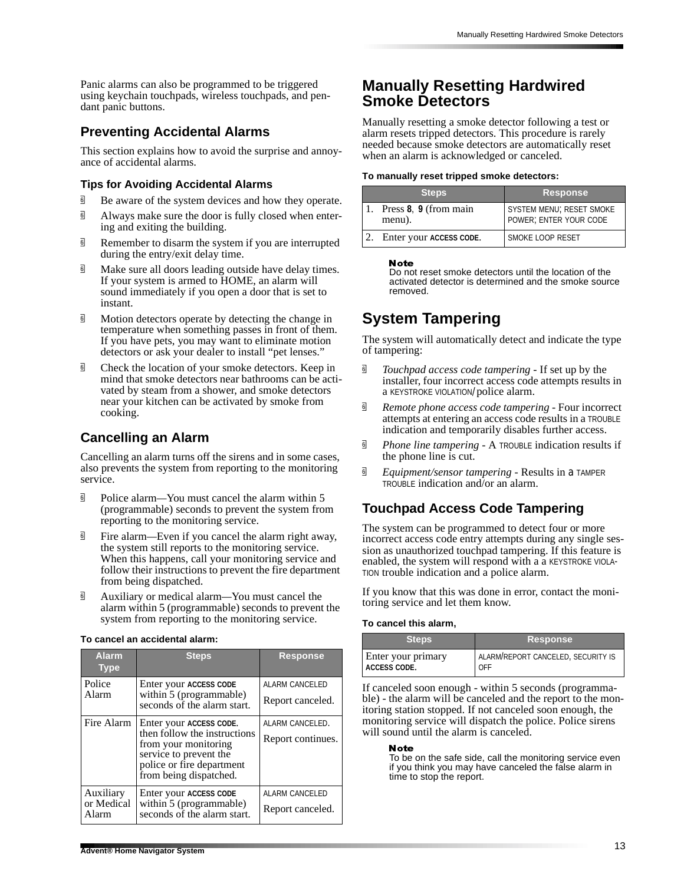Panic alarms can also be programmed to be triggered using keychain touchpads, wireless touchpads, and pendant panic buttons.

## Preventing Accidental Alarms

This section explains how to avoid the surprise and annoyance of accidental alarms.

### Tips for Avoiding Accidental Alarms

- Be aware of the system devices and how they operate.
- Always make sure the door is fully closed when entering and exiting the building.
- Remember to disarm the system if you are interrupted during the entry/exit delay time.
- Make sure all doors leading outside have delay times. If your system is armed to HOME, an alarm will sound immediately if you open a door that is set to instant.
- Motion detectors operate by detecting the change in temperature when something passes in front of them. If you have pets, you may want to eliminate motion detectors or ask your dealer to install "pet lenses."
- Check the location of your smoke detectors. Keep in mind that smoke detectors near bathrooms can be activated by steam from a shower, and smoke detectors near your kitchen can be activated by smoke from cooking.

## Cancelling an Alarm

Cancelling an alarm turns off the sirens and in some cases, also prevents the system from reporting to the monitoring service.

- Police alarm—You must cancel the alarm within 5 (programmable) seconds to prevent the system from reporting to the monitoring service.
- Fire alarm—Even if you cancel the alarm right away, the system still reports to the monitoring service. When this happens, call your monitoring service and follow their instructions to prevent the fire department from being dispatched.
- Auxiliary or medical alarm—You must cancel the alarm within 5 (programmable) seconds to prevent the system from reporting to the monitoring service.

**To cancel an accidental alarm:**

| Alarm Type | Steps | Response |
|---|---|---|
| Police Alarm | Enter your ACCESS CODE within 5 (programmable) seconds of the alarm start. | ALARM CANCELED<br>Report canceled. |
| Fire Alarm | Enter your ACCESS CODE. then follow the instructions from your monitoring service to prevent the police or fire department from being dispatched. | ALARM CANCELED.<br>Report continues. |
| Auxiliary or Medical Alarm | Enter your ACCESS CODE within 5 (programmable) seconds of the alarm start. | ALARM CANCELED<br>Report canceled. |

## Manually Resetting Hardwired Smoke Detectors

Manually resetting a smoke detector following a test or alarm resets tripped detectors. This procedure is rarely needed because smoke detectors are automatically reset when an alarm is acknowledged or canceled.

**To manually reset tripped smoke detectors:**

| Steps | Response |
|---|---|
| 1. Press **8**, **9** (from main menu). | SYSTEM MENU; RESET SMOKE POWER; ENTER YOUR CODE |
| 2. Enter your ACCESS CODE. | SMOKE LOOP RESET |

> **Note**
> Do not reset smoke detectors until the location of the activated detector is determined and the smoke source removed.

## System Tampering

The system will automatically detect and indicate the type of tampering:

- *Touchpad access code tampering* - If set up by the installer, four incorrect access code attempts results in a KEYSTROKE VIOLATION/police alarm.
- *Remote phone access code tampering* - Four incorrect attempts at entering an access code results in a TROUBLE indication and temporarily disables further access.
- *Phone line tampering* - A TROUBLE indication results if the phone line is cut.
- *Equipment/sensor tampering* - Results in a TAMPER TROUBLE indication and/or an alarm.

### Touchpad Access Code Tampering

The system can be programmed to detect four or more incorrect access code entry attempts during any single session as unauthorized touchpad tampering. If this feature is enabled, the system will respond with a a KEYSTROKE VIOLATION trouble indication and a police alarm.

If you know that this was done in error, contact the monitoring service and let them know.

**To cancel this alarm,**

| Steps | Response |
|---|---|
| Enter your primary ACCESS CODE. | ALARM/REPORT CANCELED, SECURITY IS OFF |

If canceled soon enough - within 5 seconds (programmable) - the alarm will be canceled and the report to the monitoring station stopped. If not canceled soon enough, the monitoring service will dispatch the police. Police sirens will sound until the alarm is canceled.

> **Note**
> To be on the safe side, call the monitoring service even if you think you may have canceled the false alarm in time to stop the report.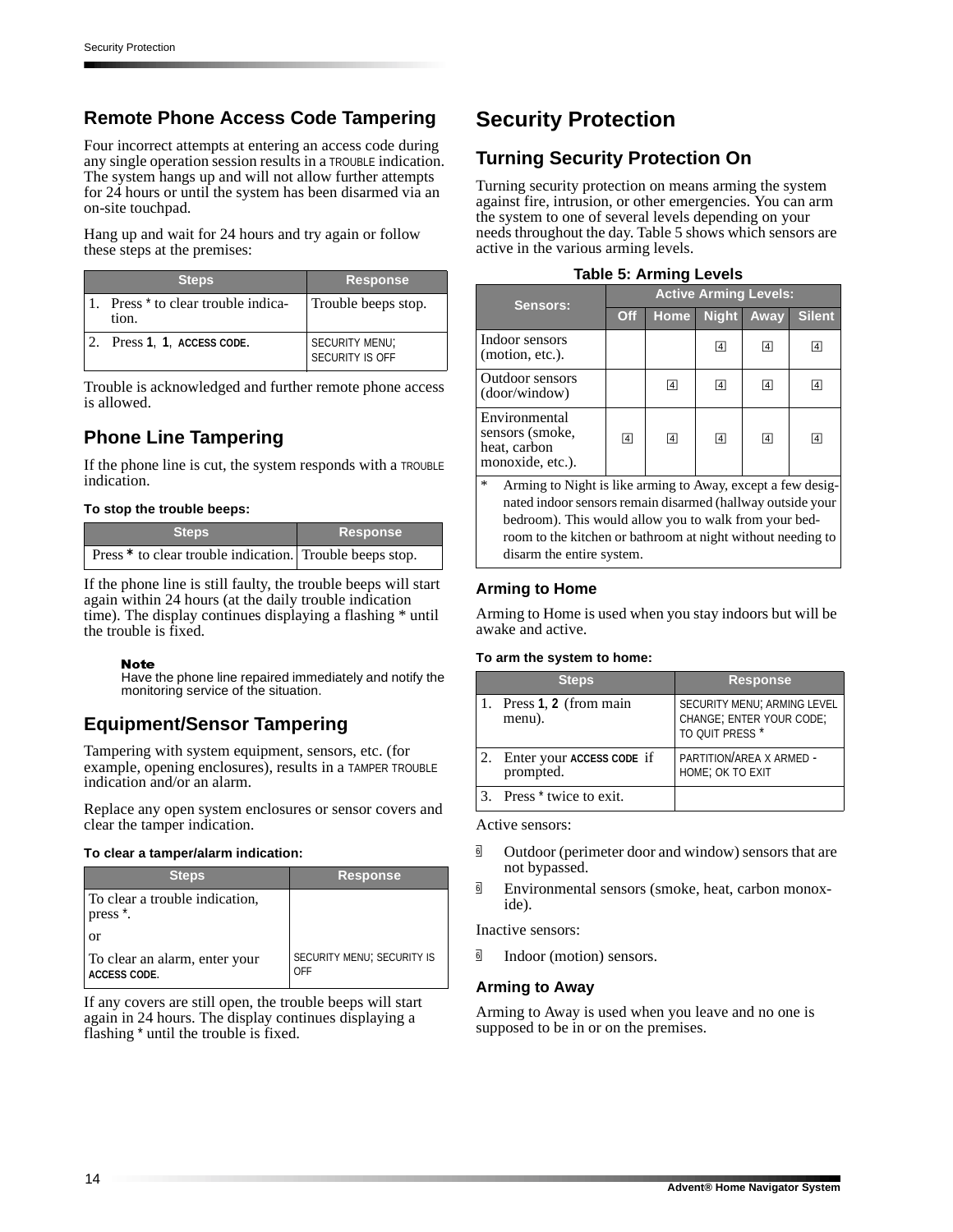## Remote Phone Access Code Tampering

Four incorrect attempts at entering an access code during any single operation session results in a TROUBLE indication. The system hangs up and will not allow further attempts for 24 hours or until the system has been disarmed via an on-site touchpad.

Hang up and wait for 24 hours and try again or follow these steps at the premises:

| Steps | Response |
|---|---|
| 1. Press * to clear trouble indication. | Trouble beeps stop. |
| 2. Press **1**, **1**, **ACCESS CODE.** | SECURITY MENU; SECURITY IS OFF |

Trouble is acknowledged and further remote phone access is allowed.

## Phone Line Tampering

If the phone line is cut, the system responds with a TROUBLE indication.

**To stop the trouble beeps:**

| Steps | Response |
|---|---|
| Press * to clear trouble indication. | Trouble beeps stop. |

If the phone line is still faulty, the trouble beeps will start again within 24 hours (at the daily trouble indication time). The display continues displaying a flashing * until the trouble is fixed.

**Note**
Have the phone line repaired immediately and notify the monitoring service of the situation.

## Equipment/Sensor Tampering

Tampering with system equipment, sensors, etc. (for example, opening enclosures), results in a TAMPER TROUBLE indication and/or an alarm.

Replace any open system enclosures or sensor covers and clear the tamper indication.

**To clear a tamper/alarm indication:**

| Steps | Response |
|---|---|
| To clear a trouble indication, press *. | |
| or | |
| To clear an alarm, enter your **ACCESS CODE**. | SECURITY MENU; SECURITY IS OFF |

If any covers are still open, the trouble beeps will start again in 24 hours. The display continues displaying a flashing * until the trouble is fixed.

# Security Protection

## Turning Security Protection On

Turning security protection on means arming the system against fire, intrusion, or other emergencies. You can arm the system to one of several levels depending on your needs throughout the day. Table 5 shows which sensors are active in the various arming levels.

**Table 5: Arming Levels**

| Sensors: | Active Arming Levels: | | | | |
|---|---|---|---|---|---|
| | Off | Home | Night | Away | Silent |
| Indoor sensors (motion, etc.). | | | ✓ | ✓ | ✓ |
| Outdoor sensors (door/window) | | ✓ | ✓ | ✓ | ✓ |
| Environmental sensors (smoke, heat, carbon monoxide, etc.). | ✓ | ✓ | ✓ | ✓ | ✓ |

\* Arming to Night is like arming to Away, except a few designated indoor sensors remain disarmed (hallway outside your bedroom). This would allow you to walk from your bedroom to the kitchen or bathroom at night without needing to disarm the entire system.

### Arming to Home

Arming to Home is used when you stay indoors but will be awake and active.

**To arm the system to home:**

| Steps | Response |
|---|---|
| 1. Press **1**, **2** (from main menu). | SECURITY MENU; ARMING LEVEL CHANGE; ENTER YOUR CODE; TO QUIT PRESS * |
| 2. Enter your **ACCESS CODE** if prompted. | PARTITION/AREA X ARMED - HOME; OK TO EXIT |
| 3. Press * twice to exit. | |

Active sensors:

- Outdoor (perimeter door and window) sensors that are not bypassed.
- Environmental sensors (smoke, heat, carbon monoxide).

Inactive sensors:

- Indoor (motion) sensors.

### Arming to Away

Arming to Away is used when you leave and no one is supposed to be in or on the premises.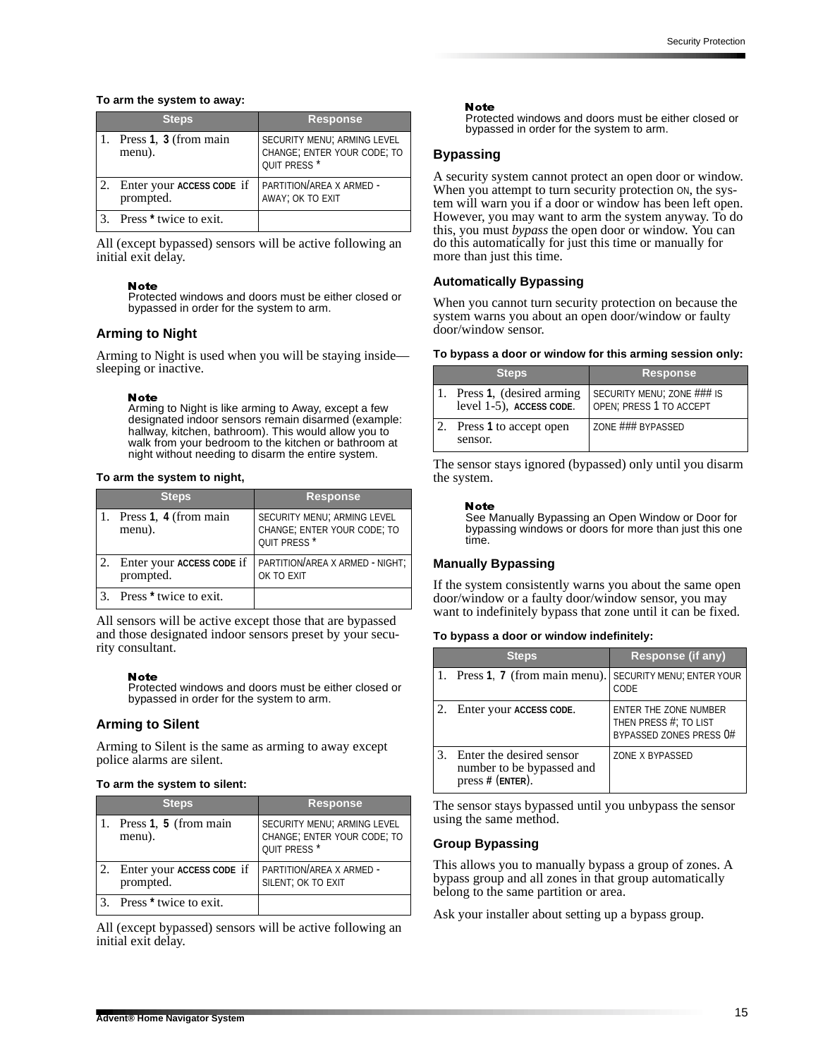**To arm the system to away:**

| Steps | Response |
|---|---|
| 1. Press **1**, **3** (from main menu). | SECURITY MENU; ARMING LEVEL CHANGE; ENTER YOUR CODE; TO QUIT PRESS * |
| 2. Enter your **ACCESS CODE** if prompted. | PARTITION/AREA X ARMED - AWAY; OK TO EXIT |
| 3. Press * twice to exit. | |

All (except bypassed) sensors will be active following an initial exit delay.

> **Note**
> Protected windows and doors must be either closed or bypassed in order for the system to arm.

### Arming to Night

Arming to Night is used when you will be staying inside—sleeping or inactive.

> **Note**
> Arming to Night is like arming to Away, except a few designated indoor sensors remain disarmed (example: hallway, kitchen, bathroom). This would allow you to walk from your bedroom to the kitchen or bathroom at night without needing to disarm the entire system.

**To arm the system to night,**

| Steps | Response |
|---|---|
| 1. Press **1**, **4** (from main menu). | SECURITY MENU; ARMING LEVEL CHANGE; ENTER YOUR CODE; TO QUIT PRESS * |
| 2. Enter your **ACCESS CODE** if prompted. | PARTITION/AREA X ARMED - NIGHT; OK TO EXIT |
| 3. Press * twice to exit. | |

All sensors will be active except those that are bypassed and those designated indoor sensors preset by your security consultant.

> **Note**
> Protected windows and doors must be either closed or bypassed in order for the system to arm.

### Arming to Silent

Arming to Silent is the same as arming to away except police alarms are silent.

**To arm the system to silent:**

| Steps | Response |
|---|---|
| 1. Press **1**, **5** (from main menu). | SECURITY MENU; ARMING LEVEL CHANGE; ENTER YOUR CODE; TO QUIT PRESS * |
| 2. Enter your **ACCESS CODE** if prompted. | PARTITION/AREA X ARMED - SILENT; OK TO EXIT |
| 3. Press * twice to exit. | |

All (except bypassed) sensors will be active following an initial exit delay.

> **Note**
> Protected windows and doors must be either closed or bypassed in order for the system to arm.

### Bypassing

A security system cannot protect an open door or window. When you attempt to turn security protection ON, the system will warn you if a door or window has been left open. However, you may want to arm the system anyway. To do this, you must *bypass* the open door or window. You can do this automatically for just this time or manually for more than just this time.

### Automatically Bypassing

When you cannot turn security protection on because the system warns you about an open door/window or faulty door/window sensor.

**To bypass a door or window for this arming session only:**

| Steps | Response |
|---|---|
| 1. Press **1**, (desired arming level 1-5), **ACCESS CODE.** | SECURITY MENU; ZONE ### IS OPEN; PRESS 1 TO ACCEPT |
| 2. Press **1** to accept open sensor. | ZONE ### BYPASSED |

The sensor stays ignored (bypassed) only until you disarm the system.

> **Note**
> See Manually Bypassing an Open Window or Door for bypassing windows or doors for more than just this one time.

### Manually Bypassing

If the system consistently warns you about the same open door/window or a faulty door/window sensor, you may want to indefinitely bypass that zone until it can be fixed.

**To bypass a door or window indefinitely:**

| Steps | Response (if any) |
|---|---|
| 1. Press **1**, **7** (from main menu). | SECURITY MENU; ENTER YOUR CODE |
| 2. Enter your **ACCESS CODE.** | ENTER THE ZONE NUMBER THEN PRESS #; TO LIST BYPASSED ZONES PRESS 0# |
| 3. Enter the desired sensor number to be bypassed and press **#** (**ENTER**). | ZONE X BYPASSED |

The sensor stays bypassed until you unbypass the sensor using the same method.

### Group Bypassing

This allows you to manually bypass a group of zones. A bypass group and all zones in that group automatically belong to the same partition or area.

Ask your installer about setting up a bypass group.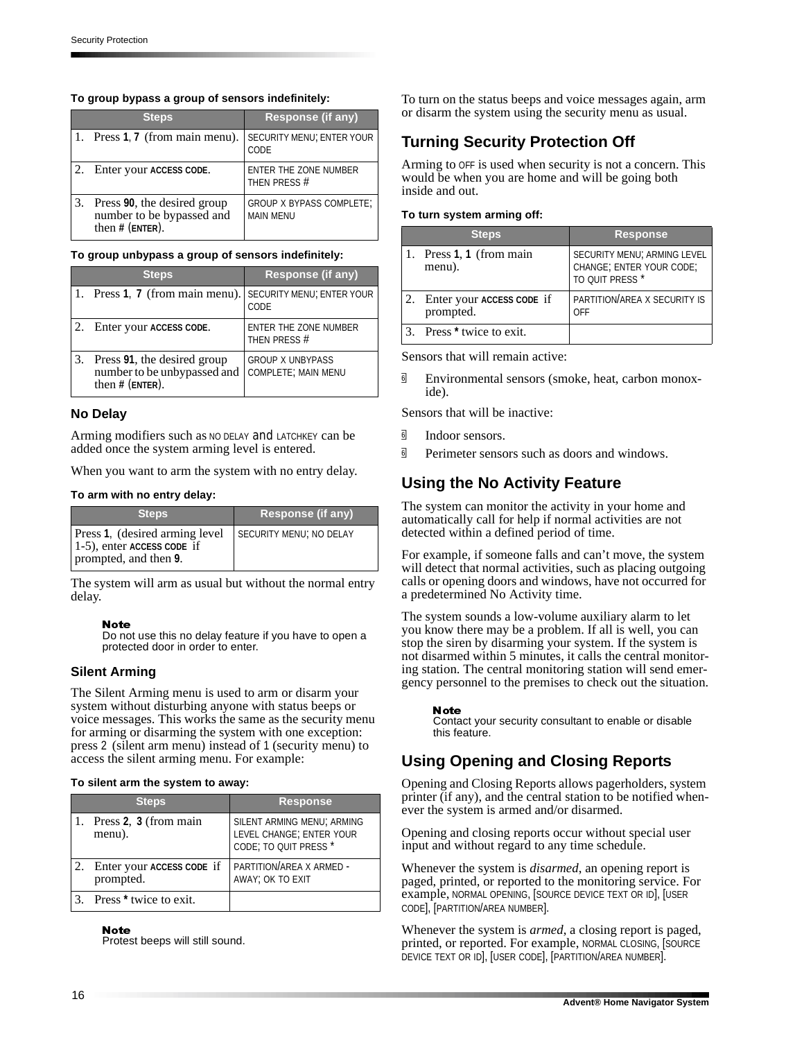#### To group bypass a group of sensors indefinitely:

| Steps | Response (if any) |
|---|---|
| 1. Press **1**, **7** (from main menu). | SECURITY MENU; ENTER YOUR CODE |
| 2. Enter your **ACCESS CODE**. | ENTER THE ZONE NUMBER THEN PRESS # |
| 3. Press **90**, the desired group number to be bypassed and then **#** (**ENTER**). | GROUP X BYPASS COMPLETE; MAIN MENU |

#### To group unbypass a group of sensors indefinitely:

| Steps | Response (if any) |
|---|---|
| 1. Press **1**, **7** (from main menu). | SECURITY MENU; ENTER YOUR CODE |
| 2. Enter your **ACCESS CODE**. | ENTER THE ZONE NUMBER THEN PRESS # |
| 3. Press **91**, the desired group number to be unbypassed and then **#** (**ENTER**). | GROUP X UNBYPASS COMPLETE; MAIN MENU |

### No Delay

Arming modifiers such as NO DELAY and LATCHKEY can be added once the system arming level is entered.

When you want to arm the system with no entry delay.

#### To arm with no entry delay:

| Steps | Response (if any) |
|---|---|
| Press **1**, (desired arming level 1-5), enter **ACCESS CODE** if prompted, and then **9**. | SECURITY MENU; NO DELAY |

The system will arm as usual but without the normal entry delay.

> **Note**
> Do not use this no delay feature if you have to open a protected door in order to enter.

### Silent Arming

The Silent Arming menu is used to arm or disarm your system without disturbing anyone with status beeps or voice messages. This works the same as the security menu for arming or disarming the system with one exception: press 2 (silent arm menu) instead of 1 (security menu) to access the silent arming menu. For example:

#### To silent arm the system to away:

| Steps | Response |
|---|---|
| 1. Press **2**, **3** (from main menu). | SILENT ARMING MENU; ARMING LEVEL CHANGE; ENTER YOUR CODE; TO QUIT PRESS * |
| 2. Enter your **ACCESS CODE** if prompted. | PARTITION/AREA X ARMED - AWAY; OK TO EXIT |
| 3. Press * twice to exit. | |

> **Note**
> Protest beeps will still sound.

To turn on the status beeps and voice messages again, arm or disarm the system using the security menu as usual.

## Turning Security Protection Off

Arming to OFF is used when security is not a concern. This would be when you are home and will be going both inside and out.

#### To turn system arming off:

| Steps | Response |
|---|---|
| 1. Press **1**, **1** (from main menu). | SECURITY MENU; ARMING LEVEL CHANGE; ENTER YOUR CODE; TO QUIT PRESS * |
| 2. Enter your **ACCESS CODE** if prompted. | PARTITION/AREA X SECURITY IS OFF |
| 3. Press * twice to exit. | |

Sensors that will remain active:

- Environmental sensors (smoke, heat, carbon monoxide).

Sensors that will be inactive:

- Indoor sensors.
- Perimeter sensors such as doors and windows.

## Using the No Activity Feature

The system can monitor the activity in your home and automatically call for help if normal activities are not detected within a defined period of time.

For example, if someone falls and can't move, the system will detect that normal activities, such as placing outgoing calls or opening doors and windows, have not occurred for a predetermined No Activity time.

The system sounds a low-volume auxiliary alarm to let you know there may be a problem. If all is well, you can stop the siren by disarming your system. If the system is not disarmed within 5 minutes, it calls the central monitoring station. The central monitoring station will send emergency personnel to the premises to check out the situation.

> **Note**
> Contact your security consultant to enable or disable this feature.

## Using Opening and Closing Reports

Opening and Closing Reports allows pagerholders, system printer (if any), and the central station to be notified whenever the system is armed and/or disarmed.

Opening and closing reports occur without special user input and without regard to any time schedule.

Whenever the system is *disarmed*, an opening report is paged, printed, or reported to the monitoring service. For example, NORMAL OPENING, [SOURCE DEVICE TEXT OR ID], [USER CODE], [PARTITION/AREA NUMBER].

Whenever the system is *armed*, a closing report is paged, printed, or reported. For example, NORMAL CLOSING, [SOURCE DEVICE TEXT OR ID], [USER CODE], [PARTITION/AREA NUMBER].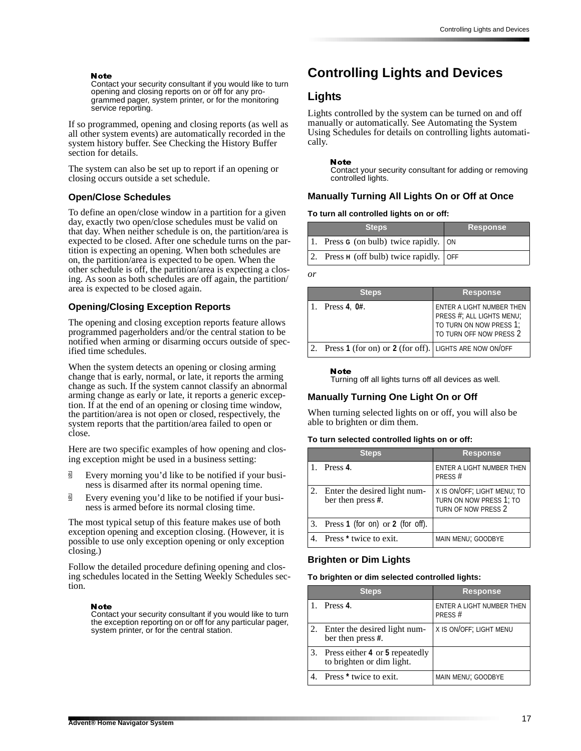**Note**
Contact your security consultant if you would like to turn opening and closing reports on or off for any programmed pager, system printer, or for the monitoring service reporting.

If so programmed, opening and closing reports (as well as all other system events) are automatically recorded in the system history buffer. See Checking the History Buffer section for details.

The system can also be set up to report if an opening or closing occurs outside a set schedule.

### Open/Close Schedules

To define an open/close window in a partition for a given day, exactly two open/close schedules must be valid on that day. When neither schedule is on, the partition/area is expected to be closed. After one schedule turns on the partition is expecting an opening. When both schedules are on, the partition/area is expected to be open. When the other schedule is off, the partition/area is expecting a closing. As soon as both schedules are off again, the partition/area is expected to be closed again.

### Opening/Closing Exception Reports

The opening and closing exception reports feature allows programmed pagerholders and/or the central station to be notified when arming or disarming occurs outside of specified time schedules.

When the system detects an opening or closing arming change that is early, normal, or late, it reports the arming change as such. If the system cannot classify an abnormal arming change as early or late, it reports a generic exception. If at the end of an opening or closing time window, the partition/area is not open or closed, respectively, the system reports that the partition/area failed to open or close.

Here are two specific examples of how opening and closing exception might be used in a business setting:

- Every morning you'd like to be notified if your business is disarmed after its normal opening time.
- Every evening you'd like to be notified if your business is armed before its normal closing time.

The most typical setup of this feature makes use of both exception opening and exception closing. (However, it is possible to use only exception opening or only exception closing.)

Follow the detailed procedure defining opening and closing schedules located in the Setting Weekly Schedules section.

**Note**
Contact your security consultant if you would like to turn the exception reporting on or off for any particular pager, system printer, or for the central station.

# Controlling Lights and Devices

## Lights

Lights controlled by the system can be turned on and off manually or automatically. See Automating the System Using Schedules for details on controlling lights automatically.

**Note**
Contact your security consultant for adding or removing controlled lights.

### Manually Turning All Lights On or Off at Once

**To turn all controlled lights on or off:**

| Steps | Response |
|---|---|
| 1. Press **G** (on bulb) twice rapidly. | ON |
| 2. Press **H** (off bulb) twice rapidly. | OFF |

*or*

| Steps | Response |
|---|---|
| 1. Press **4**, **0#**. | ENTER A LIGHT NUMBER THEN PRESS #; ALL LIGHTS MENU; TO TURN ON NOW PRESS 1; TO TURN OFF NOW PRESS 2 |
| 2. Press **1** (for on) or **2** (for off). | LIGHTS ARE NOW ON/OFF |

**Note**
Turning off all lights turns off all devices as well.

### Manually Turning One Light On or Off

When turning selected lights on or off, you will also be able to brighten or dim them.

**To turn selected controlled lights on or off:**

| Steps | Response |
|---|---|
| 1. Press **4**. | ENTER A LIGHT NUMBER THEN PRESS # |
| 2. Enter the desired light number then press **#**. | X IS ON/OFF; LIGHT MENU; TO TURN ON NOW PRESS 1; TO TURN OF NOW PRESS 2 |
| 3. Press **1** (for on) or **2** (for off). | |
| 4. Press * twice to exit. | MAIN MENU; GOODBYE |

### Brighten or Dim Lights

**To brighten or dim selected controlled lights:**

| Steps | Response |
|---|---|
| 1. Press **4**. | ENTER A LIGHT NUMBER THEN PRESS # |
| 2. Enter the desired light number then press **#**. | X IS ON/OFF; LIGHT MENU |
| 3. Press either **4** or **5** repeatedly to brighten or dim light. | |
| 4. Press * twice to exit. | MAIN MENU; GOODBYE |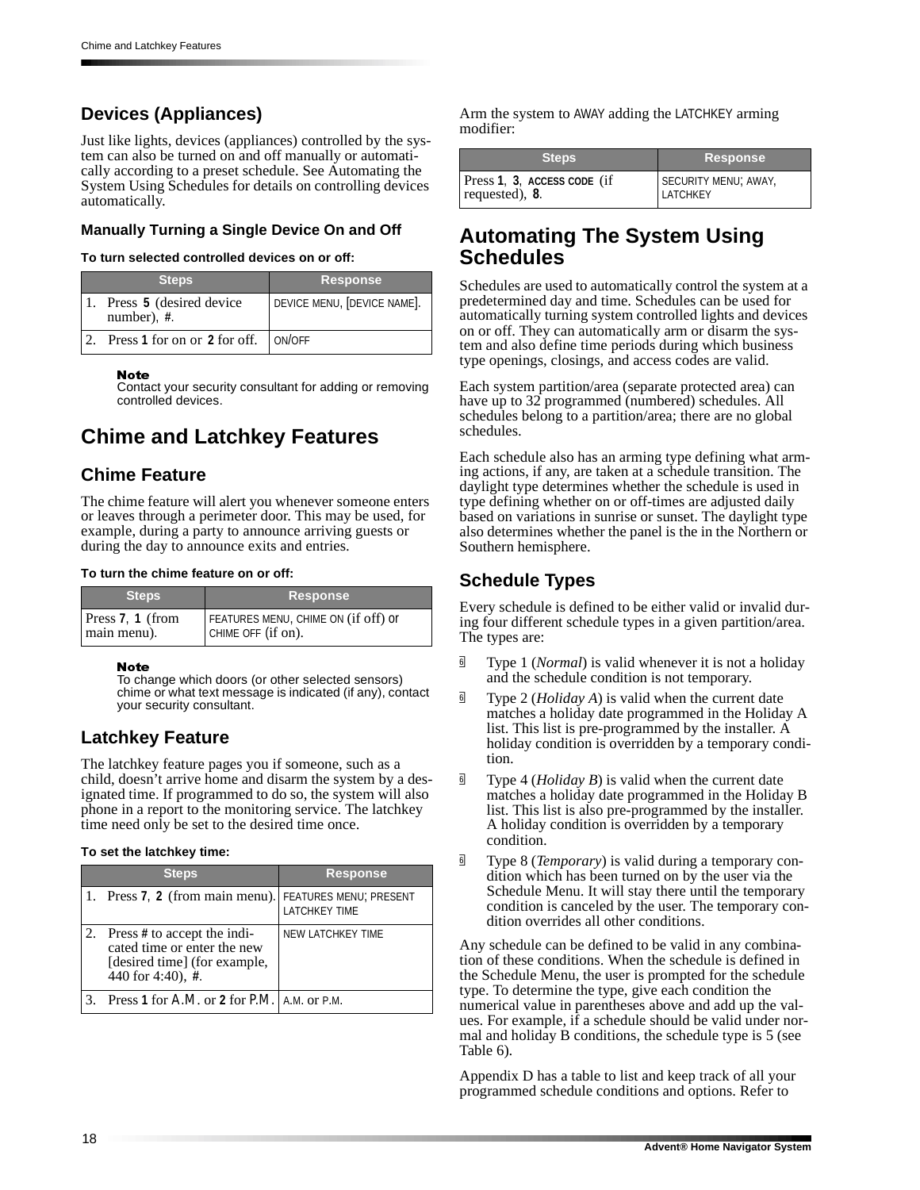## Devices (Appliances)

Just like lights, devices (appliances) controlled by the system can also be turned on and off manually or automatically according to a preset schedule. See Automating the System Using Schedules for details on controlling devices automatically.

#### Manually Turning a Single Device On and Off

**To turn selected controlled devices on or off:**

| Steps | Response |
|---|---|
| 1. Press **5** (desired device number), **#**. | DEVICE MENU, [DEVICE NAME]. |
| 2. Press **1** for on or **2** for off. | ON/OFF |

**Note**
Contact your security consultant for adding or removing controlled devices.

# Chime and Latchkey Features

## Chime Feature

The chime feature will alert you whenever someone enters or leaves through a perimeter door. This may be used, for example, during a party to announce arriving guests or during the day to announce exits and entries.

**To turn the chime feature on or off:**

| Steps | Response |
|---|---|
| Press **7**, **1** (from main menu). | FEATURES MENU, CHIME ON (if off) or CHIME OFF (if on). |

**Note**
To change which doors (or other selected sensors) chime or what text message is indicated (if any), contact your security consultant.

## Latchkey Feature

The latchkey feature pages you if someone, such as a child, doesn't arrive home and disarm the system by a designated time. If programmed to do so, the system will also phone in a report to the monitoring service. The latchkey time need only be set to the desired time once.

**To set the latchkey time:**

| Steps | Response |
|---|---|
| 1. Press **7**, **2** (from main menu). | FEATURES MENU; PRESENT LATCHKEY TIME |
| 2. Press **#** to accept the indicated time or enter the new [desired time] (for example, 440 for 4:40), **#**. | NEW LATCHKEY TIME |
| 3. Press **1** for A.M. or **2** for P.M. | A.M. or P.M. |

Arm the system to AWAY adding the LATCHKEY arming modifier:

| Steps | Response |
|---|---|
| Press **1**, **3**, **ACCESS CODE** (if requested), **8**. | SECURITY MENU; AWAY, LATCHKEY |

# Automating The System Using Schedules

Schedules are used to automatically control the system at a predetermined day and time. Schedules can be used for automatically turning system controlled lights and devices on or off. They can automatically arm or disarm the system and also define time periods during which business type openings, closings, and access codes are valid.

Each system partition/area (separate protected area) can have up to 32 programmed (numbered) schedules. All schedules belong to a partition/area; there are no global schedules.

Each schedule also has an arming type defining what arming actions, if any, are taken at a schedule transition. The daylight type determines whether the schedule is used in type defining whether on or off-times are adjusted daily based on variations in sunrise or sunset. The daylight type also determines whether the panel is the in the Northern or Southern hemisphere.

## Schedule Types

Every schedule is defined to be either valid or invalid during four different schedule types in a given partition/area. The types are:

- Type 1 (*Normal*) is valid whenever it is not a holiday and the schedule condition is not temporary.
- Type 2 (*Holiday A*) is valid when the current date matches a holiday date programmed in the Holiday A list. This list is pre-programmed by the installer. A holiday condition is overridden by a temporary condition.
- Type 4 (*Holiday B*) is valid when the current date matches a holiday date programmed in the Holiday B list. This list is also pre-programmed by the installer. A holiday condition is overridden by a temporary condition.
- Type 8 (*Temporary*) is valid during a temporary condition which has been turned on by the user via the Schedule Menu. It will stay there until the temporary condition is canceled by the user. The temporary condition overrides all other conditions.

Any schedule can be defined to be valid in any combination of these conditions. When the schedule is defined in the Schedule Menu, the user is prompted for the schedule type. To determine the type, give each condition the numerical value in parentheses above and add up the values. For example, if a schedule should be valid under normal and holiday B conditions, the schedule type is 5 (see Table 6).

Appendix D has a table to list and keep track of all your programmed schedule conditions and options. Refer to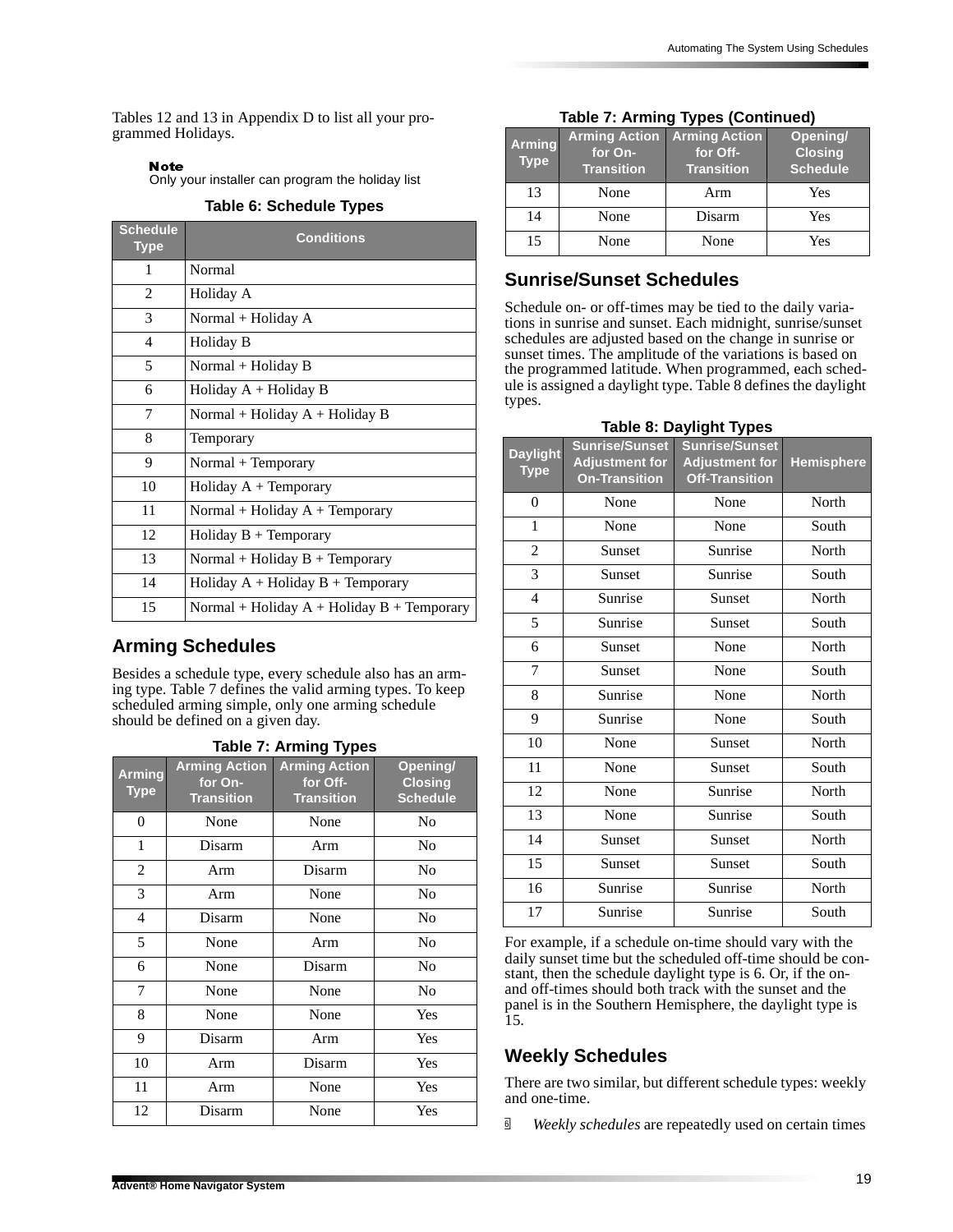Tables 12 and 13 in Appendix D to list all your programmed Holidays.

**Note**
Only your installer can program the holiday list

**Table 6: Schedule Types**

| Schedule Type | Conditions |
|---|---|
| 1 | Normal |
| 2 | Holiday A |
| 3 | Normal + Holiday A |
| 4 | Holiday B |
| 5 | Normal + Holiday B |
| 6 | Holiday A + Holiday B |
| 7 | Normal + Holiday A + Holiday B |
| 8 | Temporary |
| 9 | Normal + Temporary |
| 10 | Holiday A + Temporary |
| 11 | Normal + Holiday A + Temporary |
| 12 | Holiday B + Temporary |
| 13 | Normal + Holiday B + Temporary |
| 14 | Holiday A + Holiday B + Temporary |
| 15 | Normal + Holiday A + Holiday B + Temporary |

## Arming Schedules

Besides a schedule type, every schedule also has an arming type. Table 7 defines the valid arming types. To keep scheduled arming simple, only one arming schedule should be defined on a given day.

**Table 7: Arming Types**

| Arming Type | Arming Action for On-Transition | Arming Action for Off-Transition | Opening/ Closing Schedule |
|---|---|---|---|
| 0 | None | None | No |
| 1 | Disarm | Arm | No |
| 2 | Arm | Disarm | No |
| 3 | Arm | None | No |
| 4 | Disarm | None | No |
| 5 | None | Arm | No |
| 6 | None | Disarm | No |
| 7 | None | None | No |
| 8 | None | None | Yes |
| 9 | Disarm | Arm | Yes |
| 10 | Arm | Disarm | Yes |
| 11 | Arm | None | Yes |
| 12 | Disarm | None | Yes |
| 13 | None | Arm | Yes |
| 14 | None | Disarm | Yes |
| 15 | None | None | Yes |

## Sunrise/Sunset Schedules

Schedule on- or off-times may be tied to the daily variations in sunrise and sunset. Each midnight, sunrise/sunset schedules are adjusted based on the change in sunrise or sunset times. The amplitude of the variations is based on the programmed latitude. When programmed, each schedule is assigned a daylight type. Table 8 defines the daylight types.

**Table 8: Daylight Types**

| Daylight Type | Sunrise/Sunset Adjustment for On-Transition | Sunrise/Sunset Adjustment for Off-Transition | Hemisphere |
|---|---|---|---|
| 0 | None | None | North |
| 1 | None | None | South |
| 2 | Sunset | Sunrise | North |
| 3 | Sunset | Sunrise | South |
| 4 | Sunrise | Sunset | North |
| 5 | Sunrise | Sunset | South |
| 6 | Sunset | None | North |
| 7 | Sunset | None | South |
| 8 | Sunrise | None | North |
| 9 | Sunrise | None | South |
| 10 | None | Sunset | North |
| 11 | None | Sunset | South |
| 12 | None | Sunrise | North |
| 13 | None | Sunrise | South |
| 14 | Sunset | Sunset | North |
| 15 | Sunset | Sunset | South |
| 16 | Sunrise | Sunrise | North |
| 17 | Sunrise | Sunrise | South |

For example, if a schedule on-time should vary with the daily sunset time but the scheduled off-time should be constant, then the schedule daylight type is 6. Or, if the on- and off-times should both track with the sunset and the panel is in the Southern Hemisphere, the daylight type is 15.

## Weekly Schedules

There are two similar, but different schedule types: weekly and one-time.

- *Weekly schedules* are repeatedly used on certain times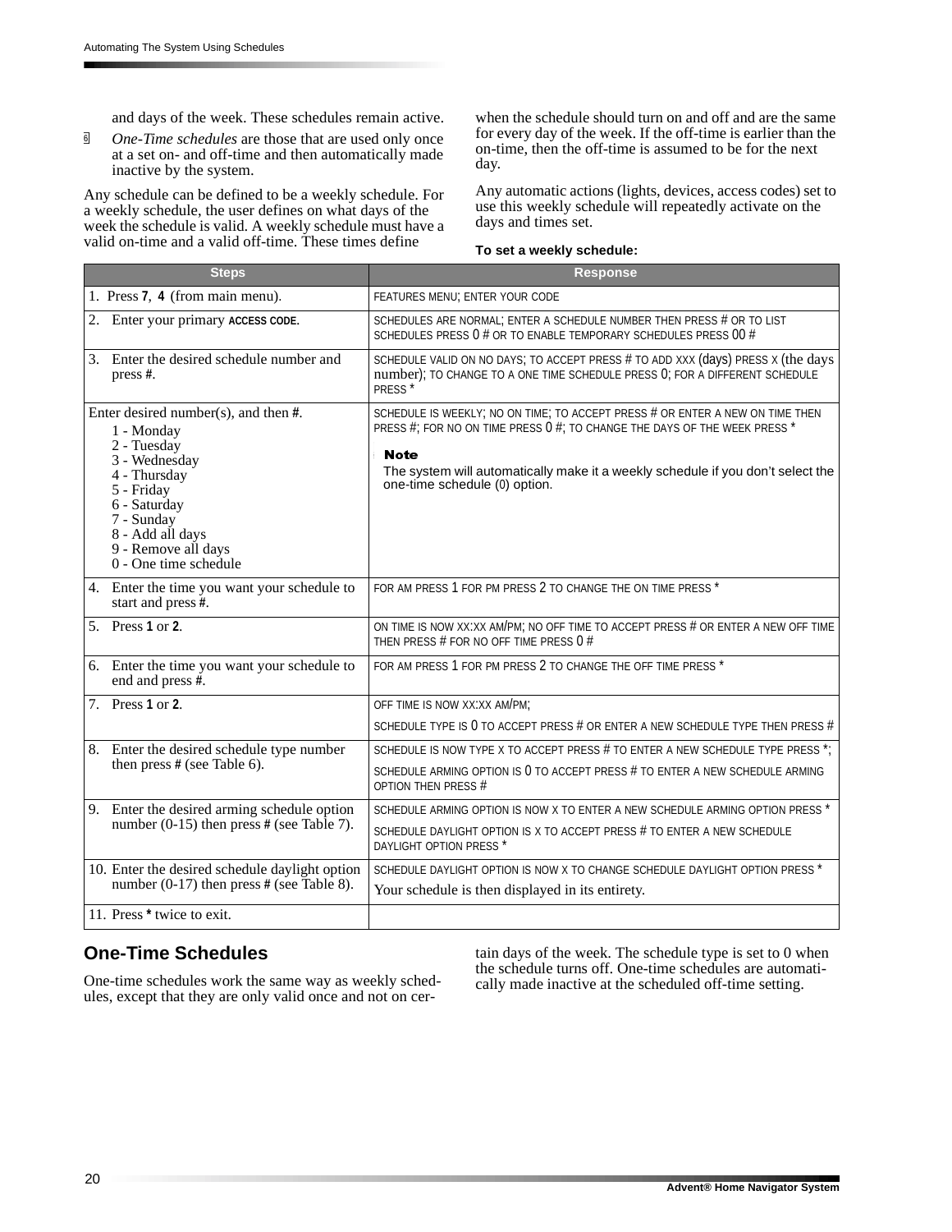and days of the week. These schedules remain active.

- *One-Time schedules* are those that are used only once at a set on- and off-time and then automatically made inactive by the system.

Any schedule can be defined to be a weekly schedule. For a weekly schedule, the user defines on what days of the week the schedule is valid. A weekly schedule must have a valid on-time and a valid off-time. These times define when the schedule should turn on and off and are the same for every day of the week. If the off-time is earlier than the on-time, then the off-time is assumed to be for the next day.

Any automatic actions (lights, devices, access codes) set to use this weekly schedule will repeatedly activate on the days and times set.

**To set a weekly schedule:**

| Steps | Response |
|---|---|
| 1. Press **7**, **4** (from main menu). | FEATURES MENU; ENTER YOUR CODE |
| 2. Enter your primary ACCESS CODE. | SCHEDULES ARE NORMAL; ENTER A SCHEDULE NUMBER THEN PRESS # OR TO LIST SCHEDULES PRESS 0 # OR TO ENABLE TEMPORARY SCHEDULES PRESS 00 # |
| 3. Enter the desired schedule number and press **#**. | SCHEDULE VALID ON NO DAYS; TO ACCEPT PRESS # TO ADD XXX (days) PRESS X (the days number); TO CHANGE TO A ONE TIME SCHEDULE PRESS 0; FOR A DIFFERENT SCHEDULE PRESS * |
| Enter desired number(s), and then **#**.<br>1 - Monday<br>2 - Tuesday<br>3 - Wednesday<br>4 - Thursday<br>5 - Friday<br>6 - Saturday<br>7 - Sunday<br>8 - Add all days<br>9 - Remove all days<br>0 - One time schedule | SCHEDULE IS WEEKLY; NO ON TIME; TO ACCEPT PRESS # OR ENTER A NEW ON TIME THEN PRESS #; FOR NO ON TIME PRESS 0 #; TO CHANGE THE DAYS OF THE WEEK PRESS *<br>**Note**<br>The system will automatically make it a weekly schedule if you don't select the one-time schedule (0) option. |
| 4. Enter the time you want your schedule to start and press **#**. | FOR AM PRESS 1 FOR PM PRESS 2 TO CHANGE THE ON TIME PRESS * |
| 5. Press **1** or **2**. | ON TIME IS NOW XX:XX AM/PM; NO OFF TIME TO ACCEPT PRESS # OR ENTER A NEW OFF TIME THEN PRESS # FOR NO OFF TIME PRESS 0 # |
| 6. Enter the time you want your schedule to end and press **#**. | FOR AM PRESS 1 FOR PM PRESS 2 TO CHANGE THE OFF TIME PRESS * |
| 7. Press **1** or **2**. | OFF TIME IS NOW XX:XX AM/PM;<br>SCHEDULE TYPE IS 0 TO ACCEPT PRESS # OR ENTER A NEW SCHEDULE TYPE THEN PRESS # |
| 8. Enter the desired schedule type number then press **#** (see Table 6). | SCHEDULE IS NOW TYPE X TO ACCEPT PRESS # TO ENTER A NEW SCHEDULE TYPE PRESS *;<br>SCHEDULE ARMING OPTION IS 0 TO ACCEPT PRESS # TO ENTER A NEW SCHEDULE ARMING OPTION THEN PRESS # |
| 9. Enter the desired arming schedule option number (0-15) then press **#** (see Table 7). | SCHEDULE ARMING OPTION IS NOW X TO ENTER A NEW SCHEDULE ARMING OPTION PRESS *<br>SCHEDULE DAYLIGHT OPTION IS X TO ACCEPT PRESS # TO ENTER A NEW SCHEDULE DAYLIGHT OPTION PRESS * |
| 10. Enter the desired schedule daylight option number (0-17) then press **#** (see Table 8). | SCHEDULE DAYLIGHT OPTION IS NOW X TO CHANGE SCHEDULE DAYLIGHT OPTION PRESS *<br>Your schedule is then displayed in its entirety. |
| 11. Press * twice to exit. | |

## One-Time Schedules

One-time schedules work the same way as weekly schedules, except that they are only valid once and not on certain days of the week. The schedule type is set to 0 when the schedule turns off. One-time schedules are automatically made inactive at the scheduled off-time setting.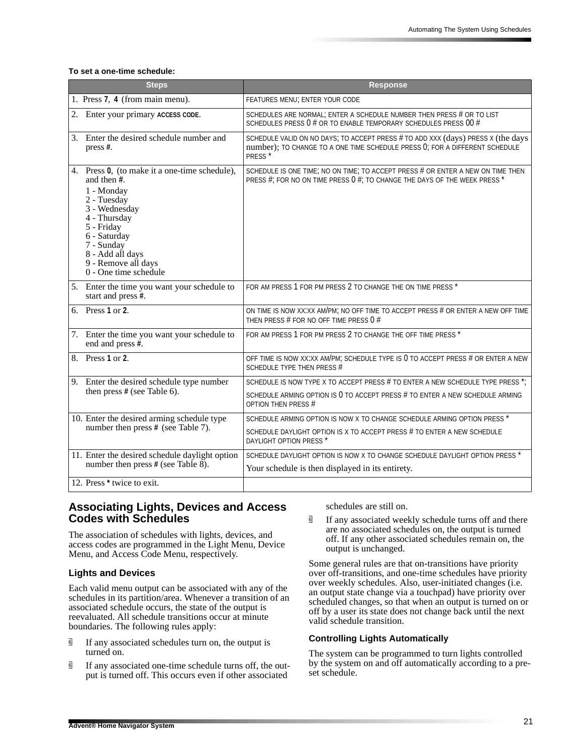**To set a one-time schedule:**

| Steps | Response |
| --- | --- |
| 1. Press **7**, **4** (from main menu). | FEATURES MENU; ENTER YOUR CODE |
| 2. Enter your primary **ACCESS CODE**. | SCHEDULES ARE NORMAL; ENTER A SCHEDULE NUMBER THEN PRESS # OR TO LIST SCHEDULES PRESS 0 # OR TO ENABLE TEMPORARY SCHEDULES PRESS 00 # |
| 3. Enter the desired schedule number and press **#**. | SCHEDULE VALID ON NO DAYS; TO ACCEPT PRESS # TO ADD XXX (days) PRESS X (the days number); TO CHANGE TO A ONE TIME SCHEDULE PRESS 0; FOR A DIFFERENT SCHEDULE PRESS * |
| 4. Press **0**, (to make it a one-time schedule), and then **#**.<br>1 - Monday<br>2 - Tuesday<br>3 - Wednesday<br>4 - Thursday<br>5 - Friday<br>6 - Saturday<br>7 - Sunday<br>8 - Add all days<br>9 - Remove all days<br>0 - One time schedule | SCHEDULE IS ONE TIME; NO ON TIME; TO ACCEPT PRESS # OR ENTER A NEW ON TIME THEN PRESS #; FOR NO ON TIME PRESS 0 #; TO CHANGE THE DAYS OF THE WEEK PRESS * |
| 5. Enter the time you want your schedule to start and press **#**. | FOR AM PRESS 1 FOR PM PRESS 2 TO CHANGE THE ON TIME PRESS * |
| 6. Press **1** or **2**. | ON TIME IS NOW XX:XX AM/PM; NO OFF TIME TO ACCEPT PRESS # OR ENTER A NEW OFF TIME THEN PRESS # FOR NO OFF TIME PRESS 0 # |
| 7. Enter the time you want your schedule to end and press **#**. | FOR AM PRESS 1 FOR PM PRESS 2 TO CHANGE THE OFF TIME PRESS * |
| 8. Press **1** or **2**. | OFF TIME IS NOW XX:XX AM/PM; SCHEDULE TYPE IS 0 TO ACCEPT PRESS # OR ENTER A NEW SCHEDULE TYPE THEN PRESS # |
| 9. Enter the desired schedule type number then press **#** (see Table 6). | SCHEDULE IS NOW TYPE X TO ACCEPT PRESS # TO ENTER A NEW SCHEDULE TYPE PRESS *;<br>SCHEDULE ARMING OPTION IS 0 TO ACCEPT PRESS # TO ENTER A NEW SCHEDULE ARMING OPTION THEN PRESS # |
| 10. Enter the desired arming schedule type number then press **#** (see Table 7). | SCHEDULE ARMING OPTION IS NOW X TO CHANGE SCHEDULE ARMING OPTION PRESS *<br>SCHEDULE DAYLIGHT OPTION IS X TO ACCEPT PRESS # TO ENTER A NEW SCHEDULE DAYLIGHT OPTION PRESS * |
| 11. Enter the desired schedule daylight option number then press **#** (see Table 8). | SCHEDULE DAYLIGHT OPTION IS NOW X TO CHANGE SCHEDULE DAYLIGHT OPTION PRESS *<br>Your schedule is then displayed in its entirety. |
| 12. Press * twice to exit. | |

## Associating Lights, Devices and Access Codes with Schedules

The association of schedules with lights, devices, and access codes are programmed in the Light Menu, Device Menu, and Access Code Menu, respectively.

### Lights and Devices

Each valid menu output can be associated with any of the schedules in its partition/area. Whenever a transition of an associated schedule occurs, the state of the output is reevaluated. All schedule transitions occur at minute boundaries. The following rules apply:

- If any associated schedules turn on, the output is turned on.
- If any associated one-time schedule turns off, the output is turned off. This occurs even if other associated schedules are still on.
- If any associated weekly schedule turns off and there are no associated schedules on, the output is turned off. If any other associated schedules remain on, the output is unchanged.

Some general rules are that on-transitions have priority over off-transitions, and one-time schedules have priority over weekly schedules. Also, user-initiated changes (i.e. an output state change via a touchpad) have priority over scheduled changes, so that when an output is turned on or off by a user its state does not change back until the next valid schedule transition.

### Controlling Lights Automatically

The system can be programmed to turn lights controlled by the system on and off automatically according to a preset schedule.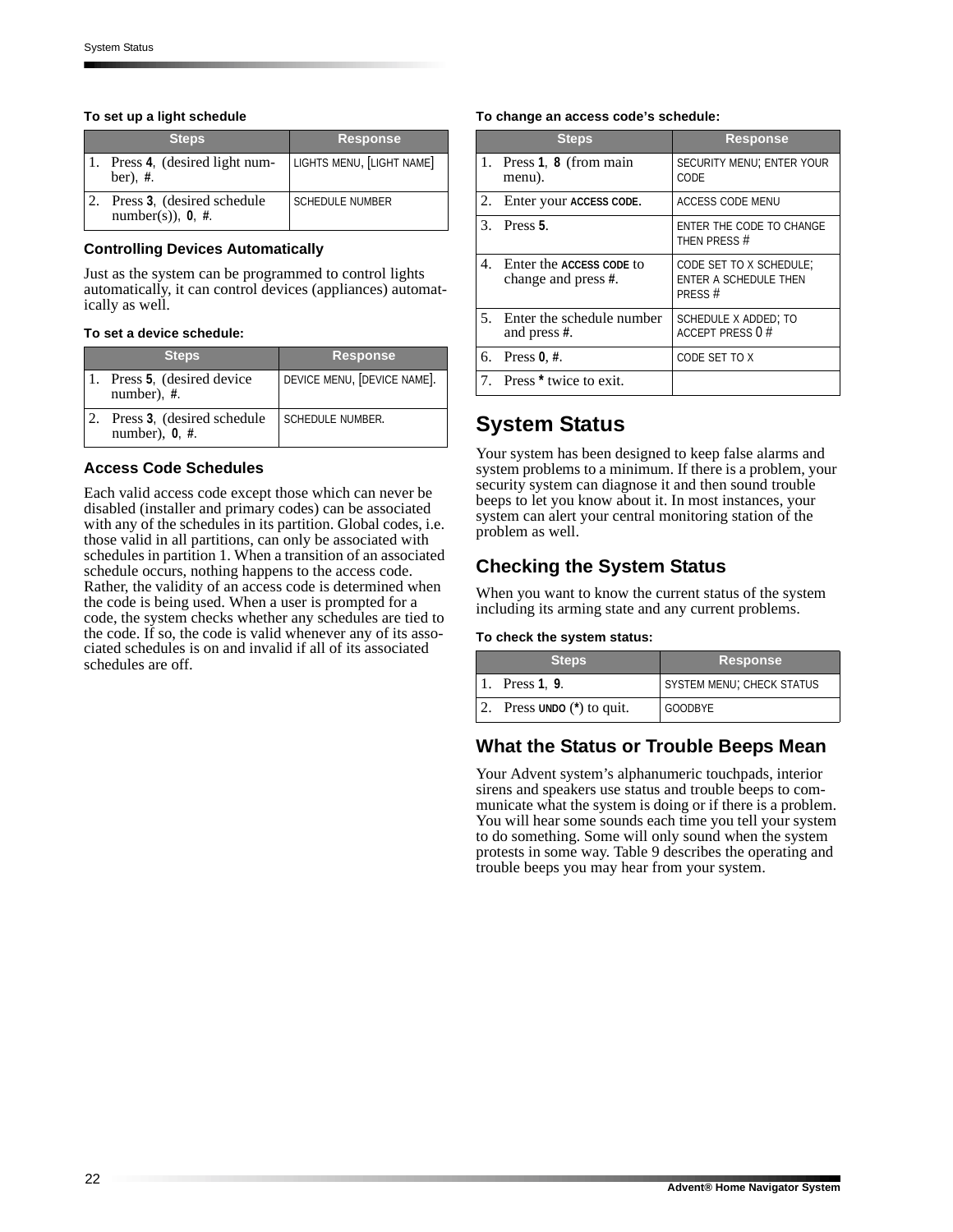**To set up a light schedule**

| Steps | Response |
| --- | --- |
| 1. Press **4**, (desired light number), **#**. | LIGHTS MENU, [LIGHT NAME] |
| 2. Press **3**, (desired schedule number(s)), **0**, **#**. | SCHEDULE NUMBER |

### Controlling Devices Automatically

Just as the system can be programmed to control lights automatically, it can control devices (appliances) automatically as well.

**To set a device schedule:**

| Steps | Response |
| --- | --- |
| 1. Press **5**, (desired device number), **#**. | DEVICE MENU, [DEVICE NAME]. |
| 2. Press **3**, (desired schedule number), **0**, **#**. | SCHEDULE NUMBER. |

### Access Code Schedules

Each valid access code except those which can never be disabled (installer and primary codes) can be associated with any of the schedules in its partition. Global codes, i.e. those valid in all partitions, can only be associated with schedules in partition 1. When a transition of an associated schedule occurs, nothing happens to the access code. Rather, the validity of an access code is determined when the code is being used. When a user is prompted for a code, the system checks whether any schedules are tied to the code. If so, the code is valid whenever any of its associated schedules is on and invalid if all of its associated schedules are off.

**To change an access code's schedule:**

| Steps | Response |
| --- | --- |
| 1. Press **1**, **8** (from main menu). | SECURITY MENU; ENTER YOUR CODE |
| 2. Enter your **ACCESS CODE.** | ACCESS CODE MENU |
| 3. Press **5**. | ENTER THE CODE TO CHANGE THEN PRESS # |
| 4. Enter the **ACCESS CODE** to change and press **#**. | CODE SET TO X SCHEDULE; ENTER A SCHEDULE THEN PRESS # |
| 5. Enter the schedule number and press **#**. | SCHEDULE X ADDED; TO ACCEPT PRESS 0 # |
| 6. Press **0**, **#**. | CODE SET TO X |
| 7. Press ***** twice to exit. | |

## System Status

Your system has been designed to keep false alarms and system problems to a minimum. If there is a problem, your security system can diagnose it and then sound trouble beeps to let you know about it. In most instances, your system can alert your central monitoring station of the problem as well.

### Checking the System Status

When you want to know the current status of the system including its arming state and any current problems.

**To check the system status:**

| Steps | Response |
| --- | --- |
| 1. Press **1**, **9**. | SYSTEM MENU; CHECK STATUS |
| 2. Press **UNDO** (*****) to quit. | GOODBYE |

### What the Status or Trouble Beeps Mean

Your Advent system's alphanumeric touchpads, interior sirens and speakers use status and trouble beeps to communicate what the system is doing or if there is a problem. You will hear some sounds each time you tell your system to do something. Some will only sound when the system protests in some way. Table 9 describes the operating and trouble beeps you may hear from your system.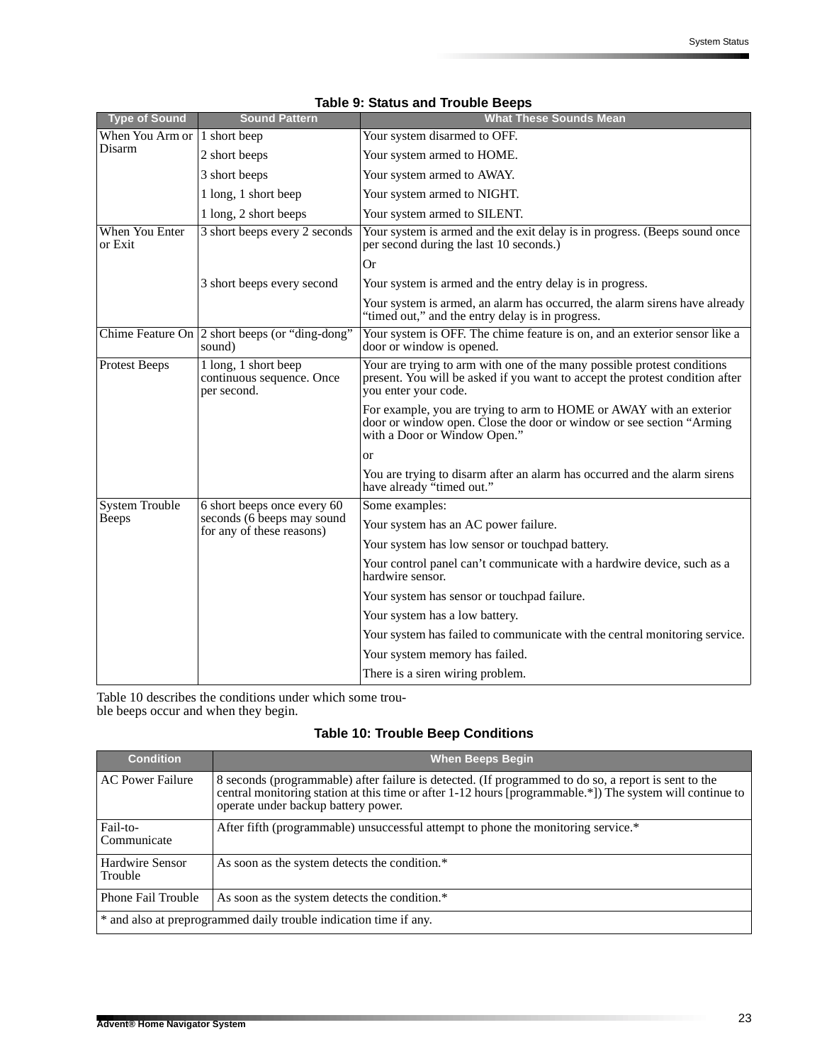**Table 9: Status and Trouble Beeps**

| Type of Sound | Sound Pattern | What These Sounds Mean |
|---|---|---|
| When You Arm or Disarm | 1 short beep | Your system disarmed to OFF. |
| | 2 short beeps | Your system armed to HOME. |
| | 3 short beeps | Your system armed to AWAY. |
| | 1 long, 1 short beep | Your system armed to NIGHT. |
| | 1 long, 2 short beeps | Your system armed to SILENT. |
| When You Enter or Exit | 3 short beeps every 2 seconds | Your system is armed and the exit delay is in progress. (Beeps sound once per second during the last 10 seconds.) |
| | | Or |
| | 3 short beeps every second | Your system is armed and the entry delay is in progress. |
| | | Your system is armed, an alarm has occurred, the alarm sirens have already “timed out,” and the entry delay is in progress. |
| Chime Feature On | 2 short beeps (or “ding-dong” sound) | Your system is OFF. The chime feature is on, and an exterior sensor like a door or window is opened. |
| Protest Beeps | 1 long, 1 short beep continuous sequence. Once per second. | Your are trying to arm with one of the many possible protest conditions present. You will be asked if you want to accept the protest condition after you enter your code. |
| | | For example, you are trying to arm to HOME or AWAY with an exterior door or window open. Close the door or window or see section “Arming with a Door or Window Open.” |
| | | or |
| | | You are trying to disarm after an alarm has occurred and the alarm sirens have already “timed out.” |
| System Trouble Beeps | 6 short beeps once every 60 seconds (6 beeps may sound for any of these reasons) | Some examples: |
| | | Your system has an AC power failure. |
| | | Your system has low sensor or touchpad battery. |
| | | Your control panel can’t communicate with a hardwire device, such as a hardwire sensor. |
| | | Your system has sensor or touchpad failure. |
| | | Your system has a low battery. |
| | | Your system has failed to communicate with the central monitoring service. |
| | | Your system memory has failed. |
| | | There is a siren wiring problem. |

Table 10 describes the conditions under which some trouble beeps occur and when they begin.

**Table 10: Trouble Beep Conditions**

| Condition | When Beeps Begin |
|---|---|
| AC Power Failure | 8 seconds (programmable) after failure is detected. (If programmed to do so, a report is sent to the central monitoring station at this time or after 1-12 hours [programmable.*]) The system will continue to operate under backup battery power. |
| Fail-to-Communicate | After fifth (programmable) unsuccessful attempt to phone the monitoring service.* |
| Hardwire Sensor Trouble | As soon as the system detects the condition.* |
| Phone Fail Trouble | As soon as the system detects the condition.* |
| * and also at preprogrammed daily trouble indication time if any. | |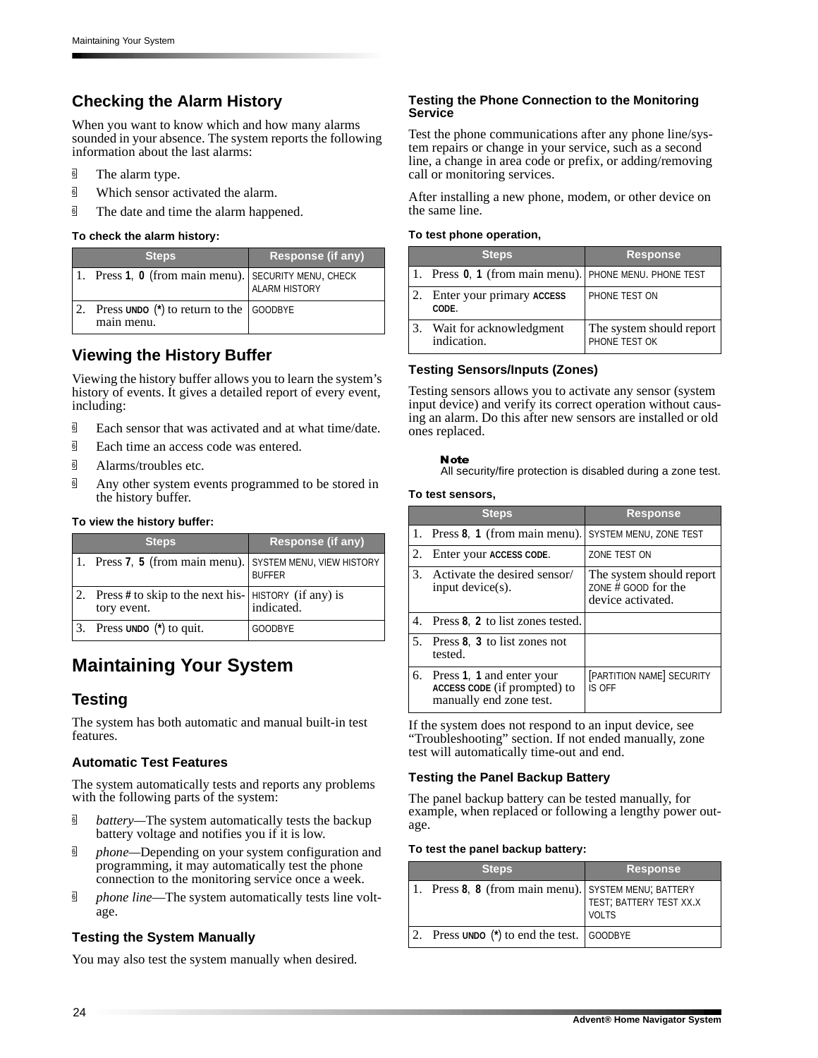## Checking the Alarm History

When you want to know which and how many alarms sounded in your absence. The system reports the following information about the last alarms:

- The alarm type.
- Which sensor activated the alarm.
- The date and time the alarm happened.

**To check the alarm history:**

| Steps | Response (if any) |
|---|---|
| 1. Press **1**, **0** (from main menu). | SECURITY MENU, CHECK ALARM HISTORY |
| 2. Press **UNDO** (*) to return to the main menu. | GOODBYE |

## Viewing the History Buffer

Viewing the history buffer allows you to learn the system's history of events. It gives a detailed report of every event, including:

- Each sensor that was activated and at what time/date.
- Each time an access code was entered.
- Alarms/troubles etc.
- Any other system events programmed to be stored in the history buffer.

**To view the history buffer:**

| Steps | Response (if any) |
|---|---|
| 1. Press **7**, **5** (from main menu). | SYSTEM MENU, VIEW HISTORY BUFFER |
| 2. Press # to skip to the next history event. | HISTORY (if any) is indicated. |
| 3. Press **UNDO** (*) to quit. | GOODBYE |

# Maintaining Your System

## Testing

The system has both automatic and manual built-in test features.

### Automatic Test Features

The system automatically tests and reports any problems with the following parts of the system:

- *battery*—The system automatically tests the backup battery voltage and notifies you if it is low.
- *phone*—Depending on your system configuration and programming, it may automatically test the phone connection to the monitoring service once a week.
- *phone line*—The system automatically tests line voltage.

### Testing the System Manually

You may also test the system manually when desired.

#### Testing the Phone Connection to the Monitoring Service

Test the phone communications after any phone line/system repairs or change in your service, such as a second line, a change in area code or prefix, or adding/removing call or monitoring services.

After installing a new phone, modem, or other device on the same line.

**To test phone operation,**

| Steps | Response |
|---|---|
| 1. Press **0**, **1** (from main menu). | PHONE MENU. PHONE TEST |
| 2. Enter your primary ACCESS CODE. | PHONE TEST ON |
| 3. Wait for acknowledgment indication. | The system should report PHONE TEST OK |

### Testing Sensors/Inputs (Zones)

Testing sensors allows you to activate any sensor (system input device) and verify its correct operation without causing an alarm. Do this after new sensors are installed or old ones replaced.

**Note**
All security/fire protection is disabled during a zone test.

**To test sensors,**

| Steps | Response |
|---|---|
| 1. Press **8**, **1** (from main menu). | SYSTEM MENU, ZONE TEST |
| 2. Enter your ACCESS CODE. | ZONE TEST ON |
| 3. Activate the desired sensor/input device(s). | The system should report ZONE # GOOD for the device activated. |
| 4. Press **8**, **2** to list zones tested. | |
| 5. Press **8**, **3** to list zones not tested. | |
| 6. Press **1**, **1** and enter your ACCESS CODE (if prompted) to manually end zone test. | [PARTITION NAME] SECURITY IS OFF |

If the system does not respond to an input device, see "Troubleshooting" section. If not ended manually, zone test will automatically time-out and end.

### Testing the Panel Backup Battery

The panel backup battery can be tested manually, for example, when replaced or following a lengthy power outage.

**To test the panel backup battery:**

| Steps | Response |
|---|---|
| 1. Press **8**, **8** (from main menu). | SYSTEM MENU; BATTERY TEST; BATTERY TEST XX.X VOLTS |
| 2. Press **UNDO** (*) to end the test. | GOODBYE |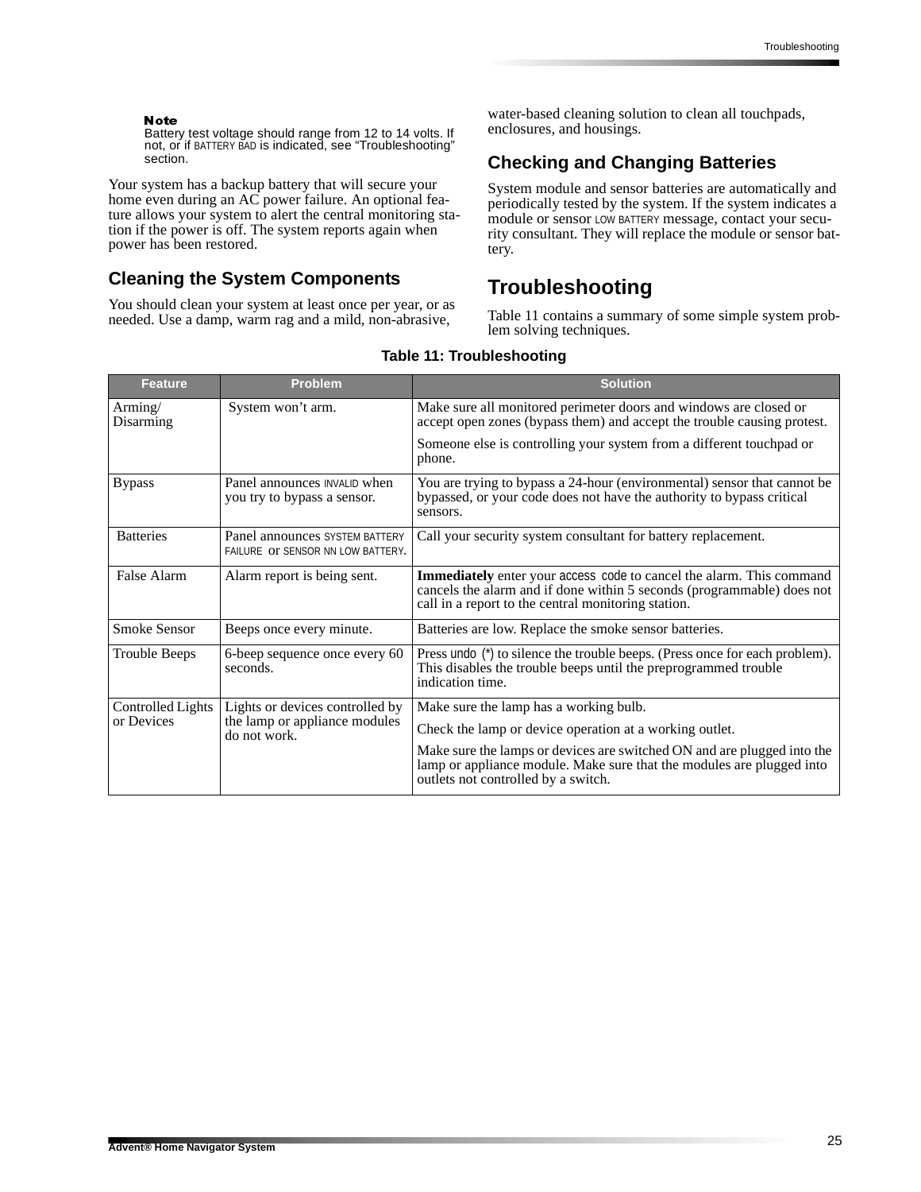**Note**
Battery test voltage should range from 12 to 14 volts. If not, or if BATTERY BAD is indicated, see "Troubleshooting" section.

Your system has a backup battery that will secure your home even during an AC power failure. An optional feature allows your system to alert the central monitoring station if the power is off. The system reports again when power has been restored.

## Cleaning the System Components

You should clean your system at least once per year, or as needed. Use a damp, warm rag and a mild, non-abrasive, water-based cleaning solution to clean all touchpads, enclosures, and housings.

## Checking and Changing Batteries

System module and sensor batteries are automatically and periodically tested by the system. If the system indicates a module or sensor LOW BATTERY message, contact your security consultant. They will replace the module or sensor battery.

# Troubleshooting

Table 11 contains a summary of some simple system problem solving techniques.

**Table 11: Troubleshooting**

| Feature | Problem | Solution |
|---|---|---|
| Arming/ Disarming | System won't arm. | Make sure all monitored perimeter doors and windows are closed or accept open zones (bypass them) and accept the trouble causing protest.<br><br>Someone else is controlling your system from a different touchpad or phone. |
| Bypass | Panel announces INVALID when you try to bypass a sensor. | You are trying to bypass a 24-hour (environmental) sensor that cannot be bypassed, or your code does not have the authority to bypass critical sensors. |
| Batteries | Panel announces SYSTEM BATTERY FAILURE or SENSOR NN LOW BATTERY. | Call your security system consultant for battery replacement. |
| False Alarm | Alarm report is being sent. | **Immediately** enter your access code to cancel the alarm. This command cancels the alarm and if done within 5 seconds (programmable) does not call in a report to the central monitoring station. |
| Smoke Sensor | Beeps once every minute. | Batteries are low. Replace the smoke sensor batteries. |
| Trouble Beeps | 6-beep sequence once every 60 seconds. | Press undo (*) to silence the trouble beeps. (Press once for each problem). This disables the trouble beeps until the preprogrammed trouble indication time. |
| Controlled Lights or Devices | Lights or devices controlled by the lamp or appliance modules do not work. | Make sure the lamp has a working bulb.<br><br>Check the lamp or device operation at a working outlet.<br><br>Make sure the lamps or devices are switched ON and are plugged into the lamp or appliance module. Make sure that the modules are plugged into outlets not controlled by a switch. |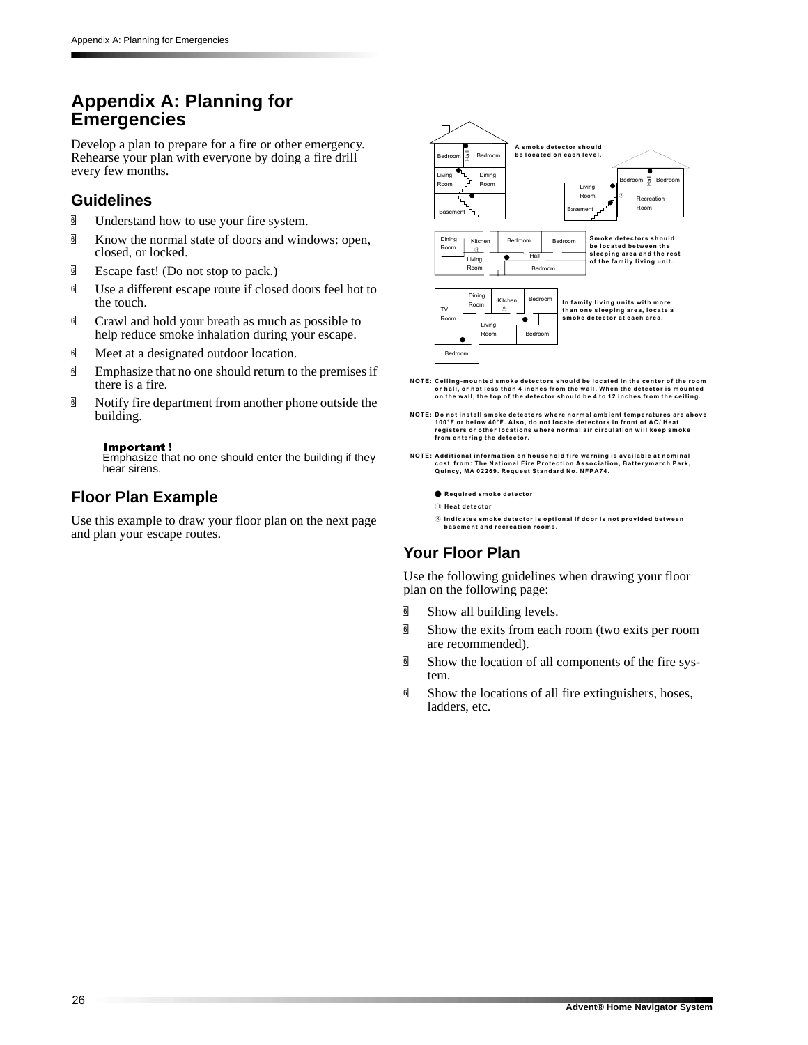# Appendix A: Planning for Emergencies

Develop a plan to prepare for a fire or other emergency. Rehearse your plan with everyone by doing a fire drill every few months.

## Guidelines

- Understand how to use your fire system.
- Know the normal state of doors and windows: open, closed, or locked.
- Escape fast! (Do not stop to pack.)
- Use a different escape route if closed doors feel hot to the touch.
- Crawl and hold your breath as much as possible to help reduce smoke inhalation during your escape.
- Meet at a designated outdoor location.
- Emphasize that no one should return to the premises if there is a fire.
- Notify fire department from another phone outside the building.

**Important !**
Emphasize that no one should enter the building if they hear sirens.

## Floor Plan Example

Use this example to draw your floor plan on the next page and plan your escape routes.

A smoke detector should be located on each level.

Smoke detectors should be located between the sleeping area and the rest of the family living unit.

In family living units with more than one sleeping area, locate a smoke detector at each area.

NOTE: Ceiling-mounted smoke detectors should be located in the center of the room or hall, or not less than 4 inches from the wall. When the detector is mounted on the wall, the top of the detector should be 4 to 12 inches from the ceiling.

NOTE: Do not install smoke detectors where normal ambient temperatures are above 100°F or below 40°F. Also, do not locate detectors in front of AC/ Heat registers or other locations where normal air circulation will keep smoke from entering the detector.

NOTE: Additional information on household fire warning is available at nominal cost from: The National Fire Protection Association, Batterymarch Park, Quincy, MA 02269. Request Standard No. NFPA74.

● Required smoke detector

Ⓗ Heat detector

Ⓧ Indicates smoke detector is optional if door is not provided between basement and recreation rooms.

## Your Floor Plan

Use the following guidelines when drawing your floor plan on the following page:

- Show all building levels.
- Show the exits from each room (two exits per room are recommended).
- Show the location of all components of the fire system.
- Show the locations of all fire extinguishers, hoses, ladders, etc.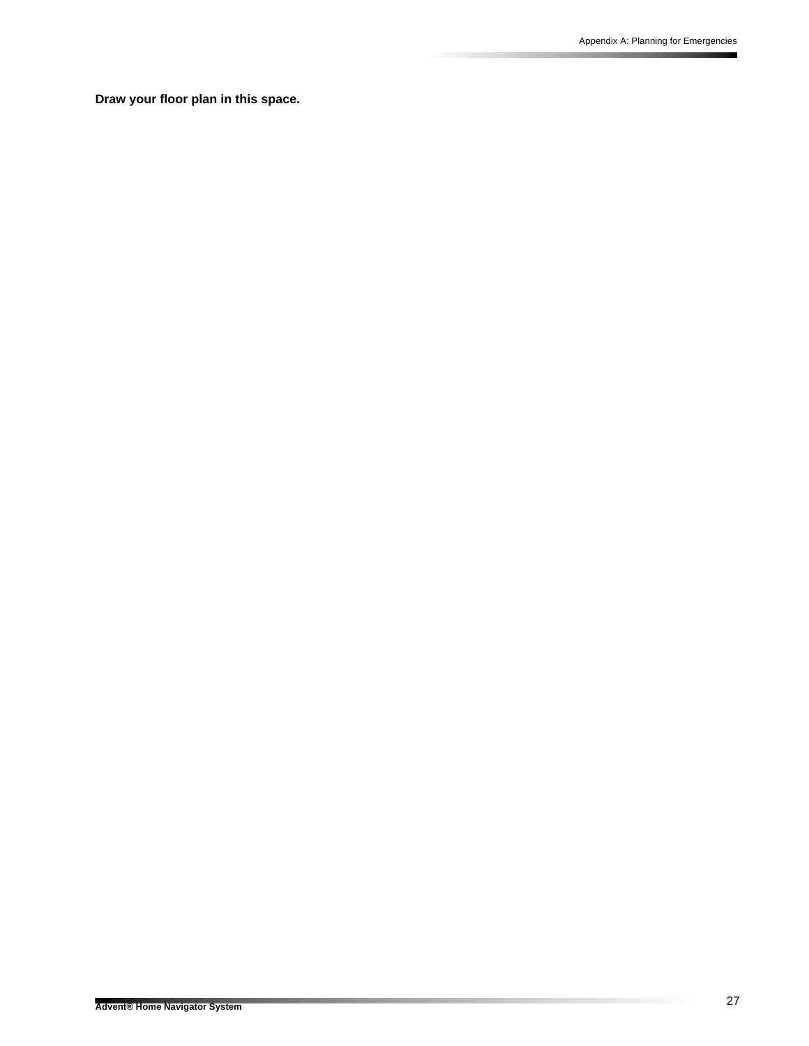**Draw your floor plan in this space.**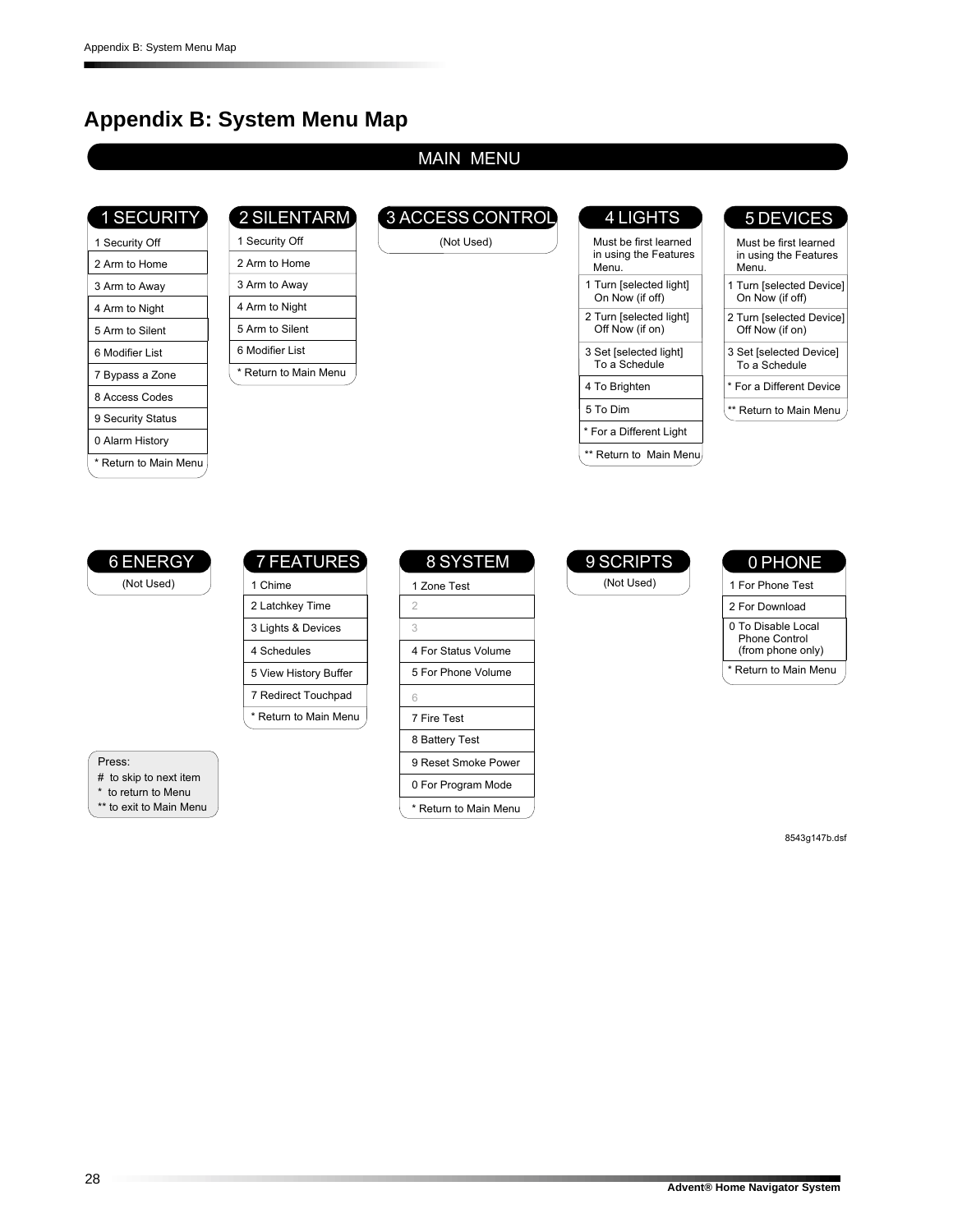# Appendix B: System Menu Map

## MAIN MENU

### 1 SECURITY

- 1 Security Off
- 2 Arm to Home
- 3 Arm to Away
- 4 Arm to Night
- 5 Arm to Silent
- 6 Modifier List
- 7 Bypass a Zone
- 8 Access Codes
- 9 Security Status
- 0 Alarm History
- * Return to Main Menu

### 2 SILENTARM

- 1 Security Off
- 2 Arm to Home
- 3 Arm to Away
- 4 Arm to Night
- 5 Arm to Silent
- 6 Modifier List
- * Return to Main Menu

### 3 ACCESS CONTROL

(Not Used)

### 4 LIGHTS

Must be first learned in using the Features Menu.

- 1 Turn [selected light] On Now (if off)
- 2 Turn [selected light] Off Now (if on)
- 3 Set [selected light] To a Schedule
- 4 To Brighten
- 5 To Dim
- * For a Different Light
- ** Return to Main Menu

### 5 DEVICES

Must be first learned in using the Features Menu.

- 1 Turn [selected Device] On Now (if off)
- 2 Turn [selected Device] Off Now (if on)
- 3 Set [selected Device] To a Schedule
- * For a Different Device
- ** Return to Main Menu

### 6 ENERGY

(Not Used)

### 7 FEATURES

- 1 Chime
- 2 Latchkey Time
- 3 Lights & Devices
- 4 Schedules
- 5 View History Buffer
- 7 Redirect Touchpad
- * Return to Main Menu

### 8 SYSTEM

- 1 Zone Test
- 2
- 3
- 4 For Status Volume
- 5 For Phone Volume
- 6
- 7 Fire Test
- 8 Battery Test
- 9 Reset Smoke Power
- 0 For Program Mode
- * Return to Main Menu

### 9 SCRIPTS

(Not Used)

### 0 PHONE

- 1 For Phone Test
- 2 For Download
- 0 To Disable Local Phone Control (from phone only)
- * Return to Main Menu

Press:
- # to skip to next item
- * to return to Menu
- ** to exit to Main Menu

8543g147b.dsf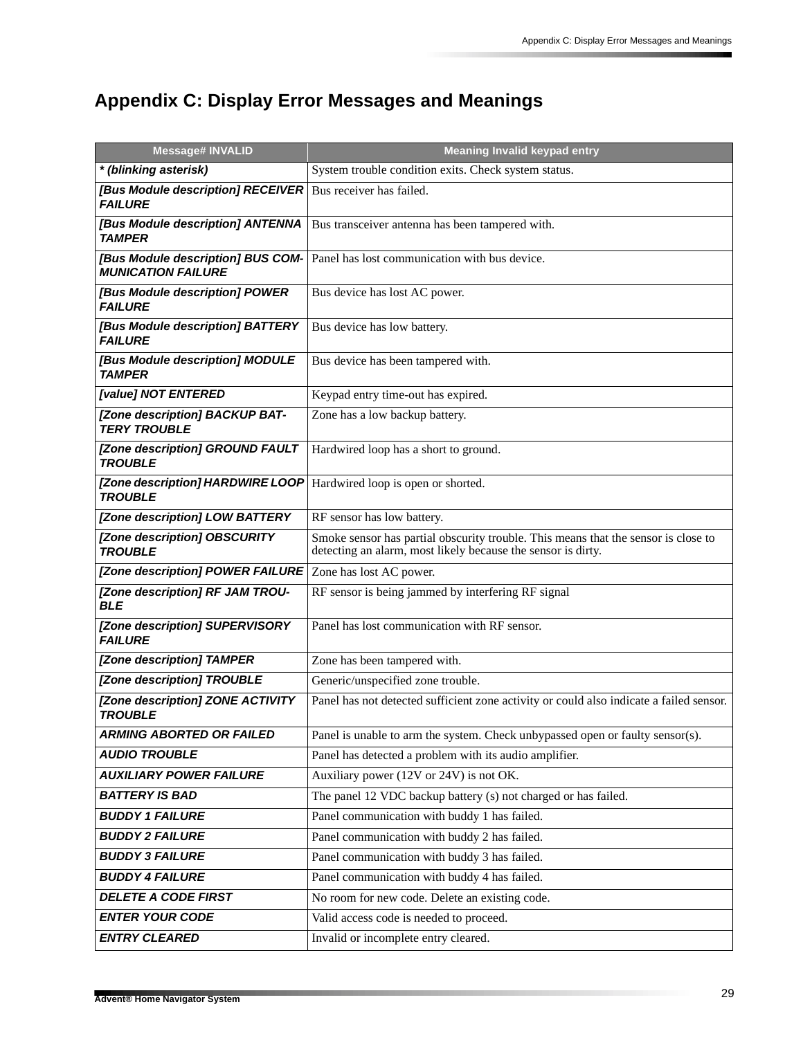# Appendix C: Display Error Messages and Meanings

| Message# INVALID | Meaning Invalid keypad entry |
|---|---|
| ***(blinking asterisk)** | System trouble condition exits. Check system status. |
| ***[Bus Module description] RECEIVER FAILURE*** | Bus receiver has failed. |
| ***[Bus Module description] ANTENNA TAMPER*** | Bus transceiver antenna has been tampered with. |
| ***[Bus Module description] BUS COMMUNICATION FAILURE*** | Panel has lost communication with bus device. |
| ***[Bus Module description] POWER FAILURE*** | Bus device has lost AC power. |
| ***[Bus Module description] BATTERY FAILURE*** | Bus device has low battery. |
| ***[Bus Module description] MODULE TAMPER*** | Bus device has been tampered with. |
| ***[value] NOT ENTERED*** | Keypad entry time-out has expired. |
| ***[Zone description] BACKUP BATTERY TROUBLE*** | Zone has a low backup battery. |
| ***[Zone description] GROUND FAULT TROUBLE*** | Hardwired loop has a short to ground. |
| ***[Zone description] HARDWIRE LOOP TROUBLE*** | Hardwired loop is open or shorted. |
| ***[Zone description] LOW BATTERY*** | RF sensor has low battery. |
| ***[Zone description] OBSCURITY TROUBLE*** | Smoke sensor has partial obscurity trouble. This means that the sensor is close to detecting an alarm, most likely because the sensor is dirty. |
| ***[Zone description] POWER FAILURE*** | Zone has lost AC power. |
| ***[Zone description] RF JAM TROUBLE*** | RF sensor is being jammed by interfering RF signal |
| ***[Zone description] SUPERVISORY FAILURE*** | Panel has lost communication with RF sensor. |
| ***[Zone description] TAMPER*** | Zone has been tampered with. |
| ***[Zone description] TROUBLE*** | Generic/unspecified zone trouble. |
| ***[Zone description] ZONE ACTIVITY TROUBLE*** | Panel has not detected sufficient zone activity or could also indicate a failed sensor. |
| ***ARMING ABORTED OR FAILED*** | Panel is unable to arm the system. Check unbypassed open or faulty sensor(s). |
| ***AUDIO TROUBLE*** | Panel has detected a problem with its audio amplifier. |
| ***AUXILIARY POWER FAILURE*** | Auxiliary power (12V or 24V) is not OK. |
| ***BATTERY IS BAD*** | The panel 12 VDC backup battery (s) not charged or has failed. |
| ***BUDDY 1 FAILURE*** | Panel communication with buddy 1 has failed. |
| ***BUDDY 2 FAILURE*** | Panel communication with buddy 2 has failed. |
| ***BUDDY 3 FAILURE*** | Panel communication with buddy 3 has failed. |
| ***BUDDY 4 FAILURE*** | Panel communication with buddy 4 has failed. |
| ***DELETE A CODE FIRST*** | No room for new code. Delete an existing code. |
| ***ENTER YOUR CODE*** | Valid access code is needed to proceed. |
| ***ENTRY CLEARED*** | Invalid or incomplete entry cleared. |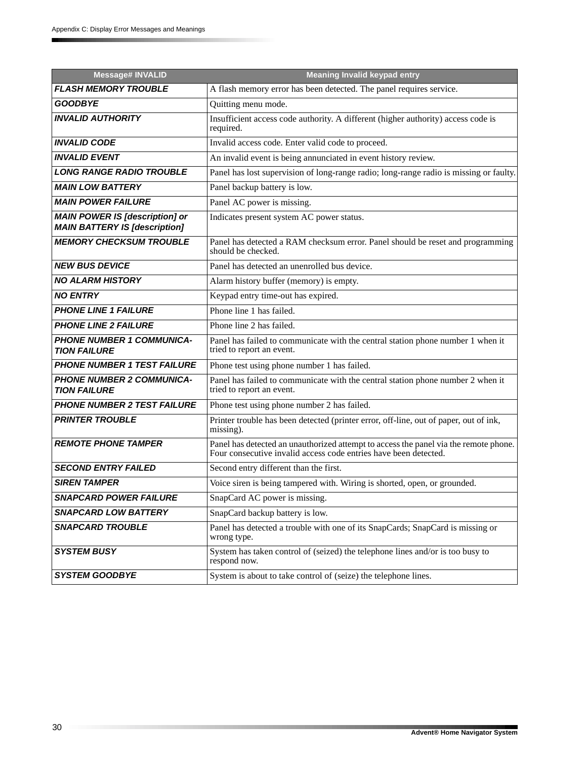| Message# INVALID | Meaning Invalid keypad entry |
| --- | --- |
| ***FLASH MEMORY TROUBLE*** | A flash memory error has been detected. The panel requires service. |
| ***GOODBYE*** | Quitting menu mode. |
| ***INVALID AUTHORITY*** | Insufficient access code authority. A different (higher authority) access code is required. |
| ***INVALID CODE*** | Invalid access code. Enter valid code to proceed. |
| ***INVALID EVENT*** | An invalid event is being annunciated in event history review. |
| ***LONG RANGE RADIO TROUBLE*** | Panel has lost supervision of long-range radio; long-range radio is missing or faulty. |
| ***MAIN LOW BATTERY*** | Panel backup battery is low. |
| ***MAIN POWER FAILURE*** | Panel AC power is missing. |
| ***MAIN POWER IS [description] or MAIN BATTERY IS [description]*** | Indicates present system AC power status. |
| ***MEMORY CHECKSUM TROUBLE*** | Panel has detected a RAM checksum error. Panel should be reset and programming should be checked. |
| ***NEW BUS DEVICE*** | Panel has detected an unenrolled bus device. |
| ***NO ALARM HISTORY*** | Alarm history buffer (memory) is empty. |
| ***NO ENTRY*** | Keypad entry time-out has expired. |
| ***PHONE LINE 1 FAILURE*** | Phone line 1 has failed. |
| ***PHONE LINE 2 FAILURE*** | Phone line 2 has failed. |
| ***PHONE NUMBER 1 COMMUNICATION FAILURE*** | Panel has failed to communicate with the central station phone number 1 when it tried to report an event. |
| ***PHONE NUMBER 1 TEST FAILURE*** | Phone test using phone number 1 has failed. |
| ***PHONE NUMBER 2 COMMUNICATION FAILURE*** | Panel has failed to communicate with the central station phone number 2 when it tried to report an event. |
| ***PHONE NUMBER 2 TEST FAILURE*** | Phone test using phone number 2 has failed. |
| ***PRINTER TROUBLE*** | Printer trouble has been detected (printer error, off-line, out of paper, out of ink, missing). |
| ***REMOTE PHONE TAMPER*** | Panel has detected an unauthorized attempt to access the panel via the remote phone. Four consecutive invalid access code entries have been detected. |
| ***SECOND ENTRY FAILED*** | Second entry different than the first. |
| ***SIREN TAMPER*** | Voice siren is being tampered with. Wiring is shorted, open, or grounded. |
| ***SNAPCARD POWER FAILURE*** | SnapCard AC power is missing. |
| ***SNAPCARD LOW BATTERY*** | SnapCard backup battery is low. |
| ***SNAPCARD TROUBLE*** | Panel has detected a trouble with one of its SnapCards; SnapCard is missing or wrong type. |
| ***SYSTEM BUSY*** | System has taken control of (seized) the telephone lines and/or is too busy to respond now. |
| ***SYSTEM GOODBYE*** | System is about to take control of (seize) the telephone lines. |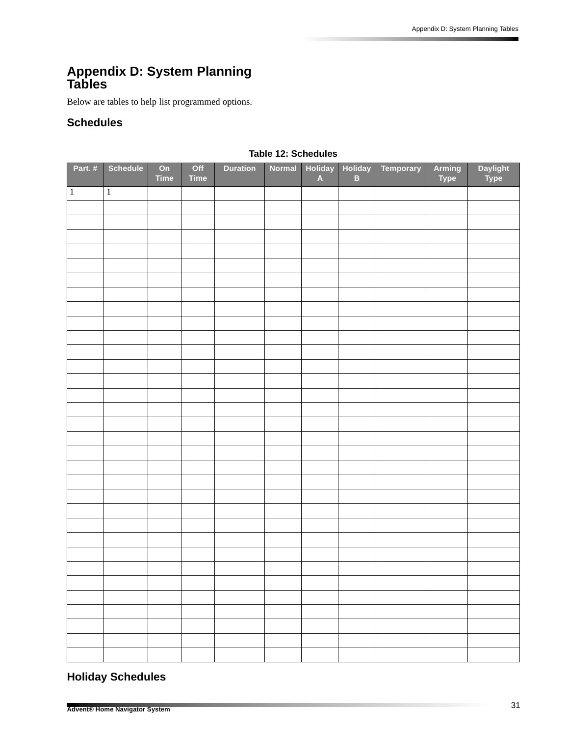# Appendix D: System Planning Tables

Below are tables to help list programmed options.

## Schedules

**Table 12: Schedules**

| Part. # | Schedule | On Time | Off Time | Duration | Normal | Holiday A | Holiday B | Temporary | Arming Type | Daylight Type |
|---|---|---|---|---|---|---|---|---|---|---|
| 1 | 1 | | | | | | | | | |
| | | | | | | | | | | |
| | | | | | | | | | | |
| | | | | | | | | | | |
| | | | | | | | | | | |
| | | | | | | | | | | |
| | | | | | | | | | | |
| | | | | | | | | | | |
| | | | | | | | | | | |
| | | | | | | | | | | |
| | | | | | | | | | | |
| | | | | | | | | | | |
| | | | | | | | | | | |
| | | | | | | | | | | |
| | | | | | | | | | | |
| | | | | | | | | | | |
| | | | | | | | | | | |
| | | | | | | | | | | |
| | | | | | | | | | | |
| | | | | | | | | | | |
| | | | | | | | | | | |
| | | | | | | | | | | |
| | | | | | | | | | | |
| | | | | | | | | | | |
| | | | | | | | | | | |
| | | | | | | | | | | |
| | | | | | | | | | | |
| | | | | | | | | | | |
| | | | | | | | | | | |
| | | | | | | | | | | |
| | | | | | | | | | | |
| | | | | | | | | | | |
| | | | | | | | | | | |

## Holiday Schedules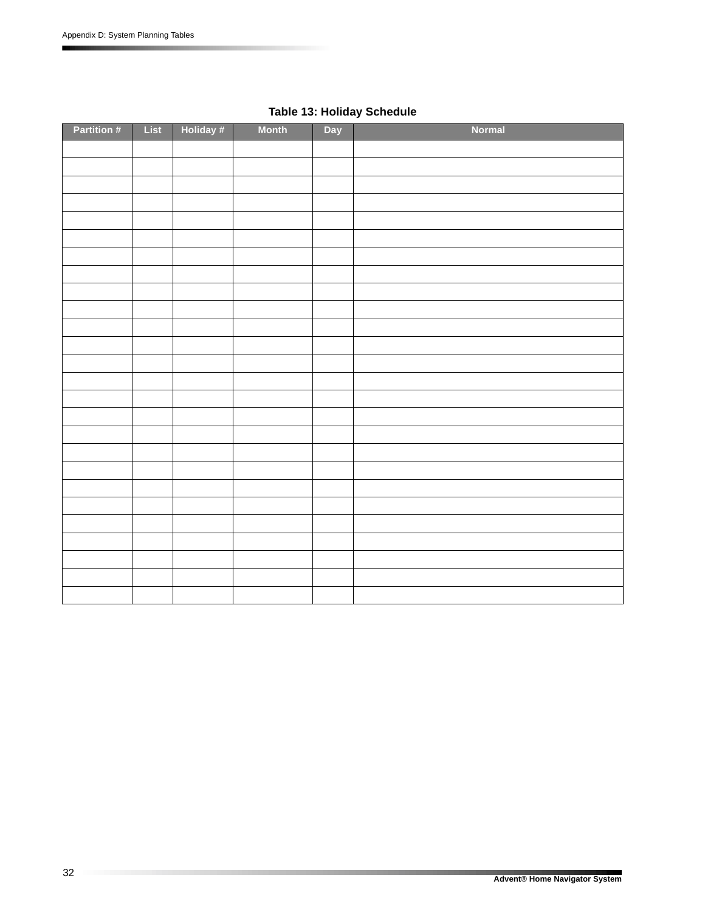**Table 13: Holiday Schedule**

| Partition # | List | Holiday # | Month | Day | Normal |
|---|---|---|---|---|---|
| | | | | | |
| | | | | | |
| | | | | | |
| | | | | | |
| | | | | | |
| | | | | | |
| | | | | | |
| | | | | | |
| | | | | | |
| | | | | | |
| | | | | | |
| | | | | | |
| | | | | | |
| | | | | | |
| | | | | | |
| | | | | | |
| | | | | | |
| | | | | | |
| | | | | | |
| | | | | | |
| | | | | | |
| | | | | | |
| | | | | | |
| | | | | | |
| | | | | | |
| | | | | | |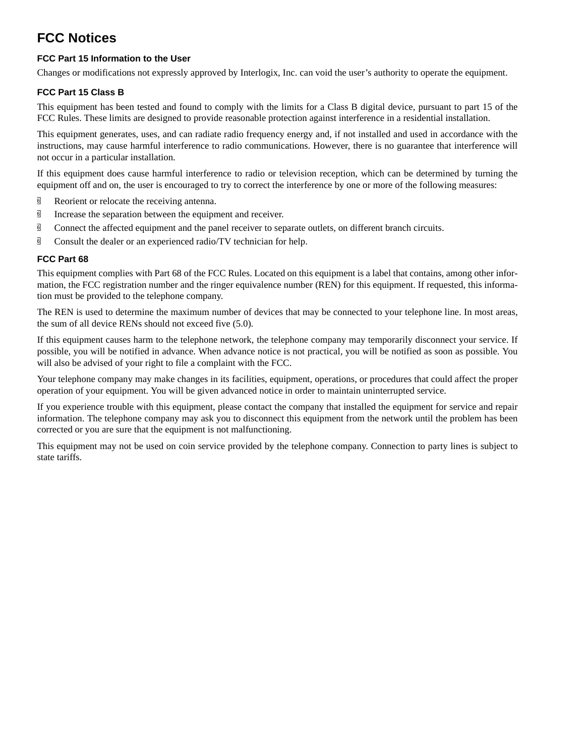# FCC Notices

### FCC Part 15 Information to the User

Changes or modifications not expressly approved by Interlogix, Inc. can void the user's authority to operate the equipment.

### FCC Part 15 Class B

This equipment has been tested and found to comply with the limits for a Class B digital device, pursuant to part 15 of the FCC Rules. These limits are designed to provide reasonable protection against interference in a residential installation.

This equipment generates, uses, and can radiate radio frequency energy and, if not installed and used in accordance with the instructions, may cause harmful interference to radio communications. However, there is no guarantee that interference will not occur in a particular installation.

If this equipment does cause harmful interference to radio or television reception, which can be determined by turning the equipment off and on, the user is encouraged to try to correct the interference by one or more of the following measures:

- Reorient or relocate the receiving antenna.
- Increase the separation between the equipment and receiver.
- Connect the affected equipment and the panel receiver to separate outlets, on different branch circuits.
- Consult the dealer or an experienced radio/TV technician for help.

### FCC Part 68

This equipment complies with Part 68 of the FCC Rules. Located on this equipment is a label that contains, among other information, the FCC registration number and the ringer equivalence number (REN) for this equipment. If requested, this information must be provided to the telephone company.

The REN is used to determine the maximum number of devices that may be connected to your telephone line. In most areas, the sum of all device RENs should not exceed five (5.0).

If this equipment causes harm to the telephone network, the telephone company may temporarily disconnect your service. If possible, you will be notified in advance. When advance notice is not practical, you will be notified as soon as possible. You will also be advised of your right to file a complaint with the FCC.

Your telephone company may make changes in its facilities, equipment, operations, or procedures that could affect the proper operation of your equipment. You will be given advanced notice in order to maintain uninterrupted service.

If you experience trouble with this equipment, please contact the company that installed the equipment for service and repair information. The telephone company may ask you to disconnect this equipment from the network until the problem has been corrected or you are sure that the equipment is not malfunctioning.

This equipment may not be used on coin service provided by the telephone company. Connection to party lines is subject to state tariffs.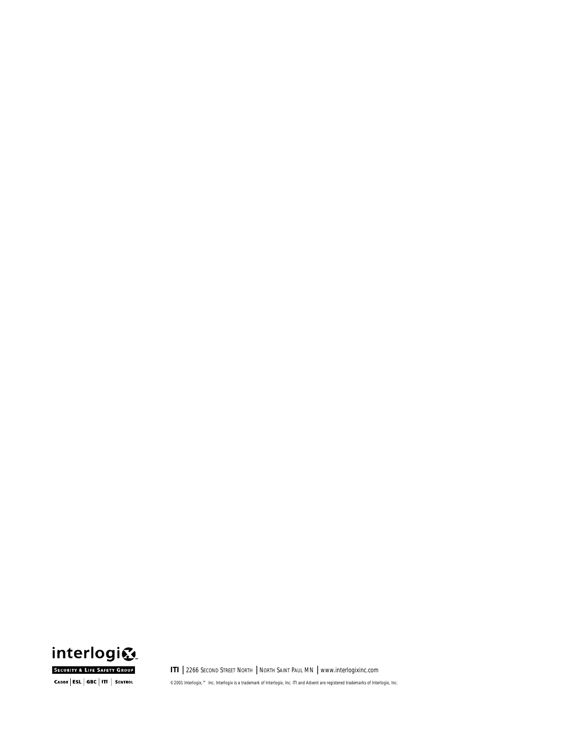interlogix

SECURITY & LIFE SAFETY GROUP

CADDX | ESL | GBC | ITI | SENTROL

**ITI** | 2266 SECOND STREET NORTH | NORTH SAINT PAUL MN | www.interlogixinc.com

© 2001 Interlogix,™ Inc. Interlogix is a trademark of Interlogix, Inc. ITI and Advent are registered trademarks of Interlogix, Inc.